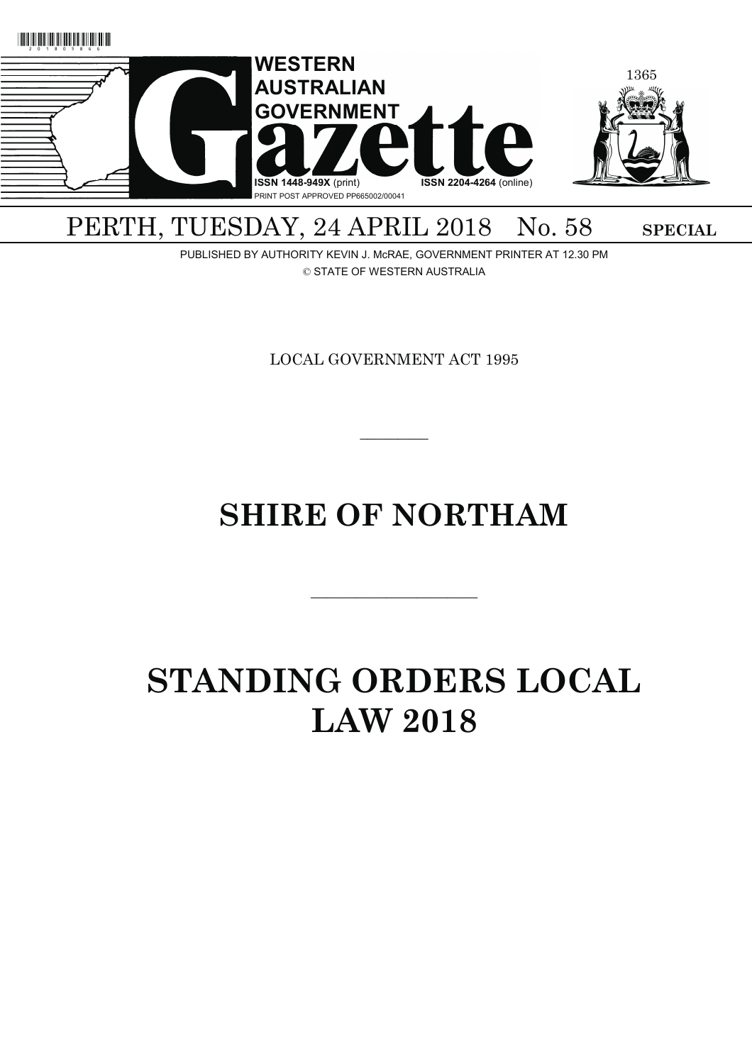# WESTERN AUSTRALIAN GOVERNMENT Gazette

ISSN 1448-949X (print) ISSN 2204-4264 (online)

PRINT POST APPROVED PP665002/00041

PERTH, TUESDAY, 24 APRIL 2018 No. 58 **SPECIAL**

PUBLISHED BY AUTHORITY KEVIN J. McRAE, GOVERNMENT PRINTER AT 12.30 PM

© STATE OF WESTERN AUSTRALIA

LOCAL GOVERNMENT ACT 1995

---

# SHIRE OF NORTHAM

---

# STANDING ORDERS LOCAL LAW 2018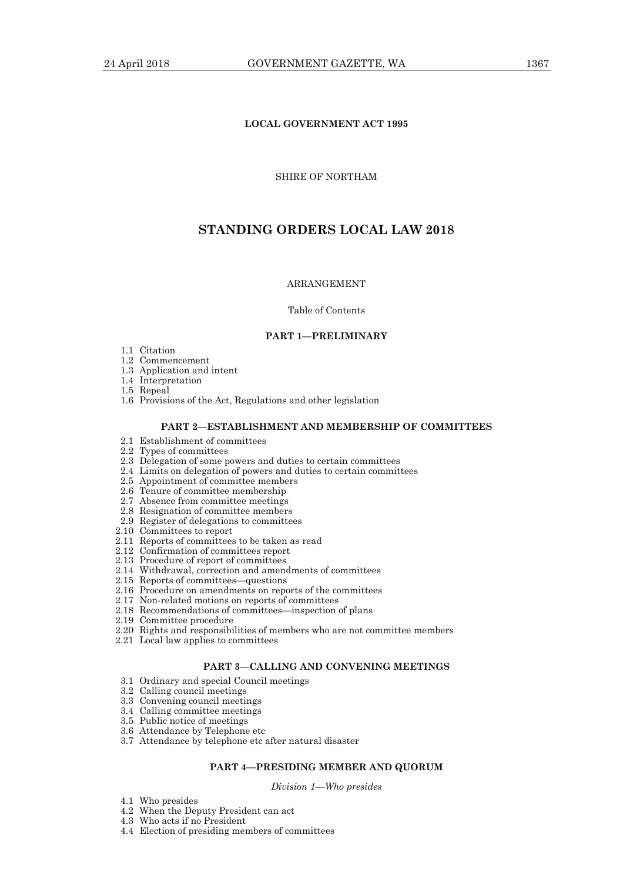**LOCAL GOVERNMENT ACT 1995**

SHIRE OF NORTHAM

# STANDING ORDERS LOCAL LAW 2018

ARRANGEMENT

Table of Contents

### PART 1—PRELIMINARY

1.1 Citation
1.2 Commencement
1.3 Application and intent
1.4 Interpretation
1.5 Repeal
1.6 Provisions of the Act, Regulations and other legislation

### PART 2—ESTABLISHMENT AND MEMBERSHIP OF COMMITTEES

2.1 Establishment of committees
2.2 Types of committees
2.3 Delegation of some powers and duties to certain committees
2.4 Limits on delegation of powers and duties to certain committees
2.5 Appointment of committee members
2.6 Tenure of committee membership
2.7 Absence from committee meetings
2.8 Resignation of committee members
2.9 Register of delegations to committees
2.10 Committees to report
2.11 Reports of committees to be taken as read
2.12 Confirmation of committees report
2.13 Procedure of report of committees
2.14 Withdrawal, correction and amendments of committees
2.15 Reports of committees—questions
2.16 Procedure on amendments on reports of the committees
2.17 Non-related motions on reports of committees
2.18 Recommendations of committees—inspection of plans
2.19 Committee procedure
2.20 Rights and responsibilities of members who are not committee members
2.21 Local law applies to committees

### PART 3—CALLING AND CONVENING MEETINGS

3.1 Ordinary and special Council meetings
3.2 Calling council meetings
3.3 Convening council meetings
3.4 Calling committee meetings
3.5 Public notice of meetings
3.6 Attendance by Telephone etc
3.7 Attendance by telephone etc after natural disaster

### PART 4—PRESIDING MEMBER AND QUORUM

*Division 1—Who presides*

4.1 Who presides
4.2 When the Deputy President can act
4.3 Who acts if no President
4.4 Election of presiding members of committees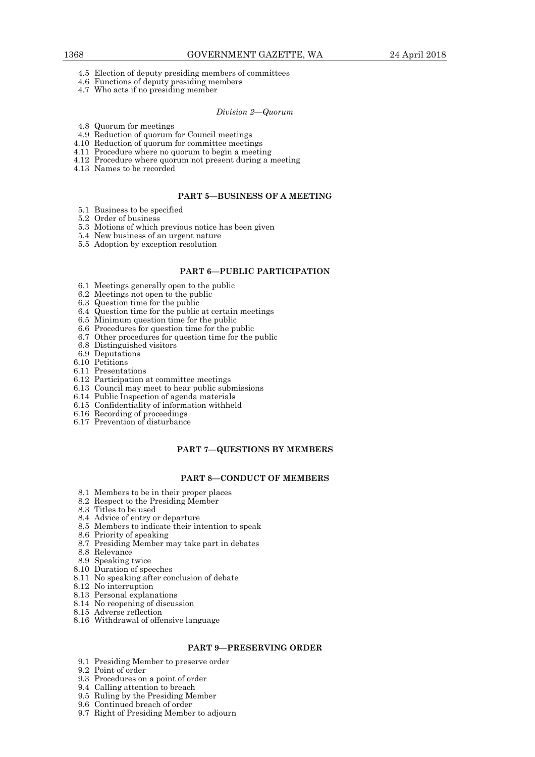4.5 Election of deputy presiding members of committees
4.6 Functions of deputy presiding members
4.7 Who acts if no presiding member

*Division 2—Quorum*

4.8 Quorum for meetings
4.9 Reduction of quorum for Council meetings
4.10 Reduction of quorum for committee meetings
4.11 Procedure where no quorum to begin a meeting
4.12 Procedure where quorum not present during a meeting
4.13 Names to be recorded

**PART 5—BUSINESS OF A MEETING**

5.1 Business to be specified
5.2 Order of business
5.3 Motions of which previous notice has been given
5.4 New business of an urgent nature
5.5 Adoption by exception resolution

**PART 6—PUBLIC PARTICIPATION**

6.1 Meetings generally open to the public
6.2 Meetings not open to the public
6.3 Question time for the public
6.4 Question time for the public at certain meetings
6.5 Minimum question time for the public
6.6 Procedures for question time for the public
6.7 Other procedures for question time for the public
6.8 Distinguished visitors
6.9 Deputations
6.10 Petitions
6.11 Presentations
6.12 Participation at committee meetings
6.13 Council may meet to hear public submissions
6.14 Public Inspection of agenda materials
6.15 Confidentiality of information withheld
6.16 Recording of proceedings
6.17 Prevention of disturbance

**PART 7—QUESTIONS BY MEMBERS**

**PART 8—CONDUCT OF MEMBERS**

8.1 Members to be in their proper places
8.2 Respect to the Presiding Member
8.3 Titles to be used
8.4 Advice of entry or departure
8.5 Members to indicate their intention to speak
8.6 Priority of speaking
8.7 Presiding Member may take part in debates
8.8 Relevance
8.9 Speaking twice
8.10 Duration of speeches
8.11 No speaking after conclusion of debate
8.12 No interruption
8.13 Personal explanations
8.14 No reopening of discussion
8.15 Adverse reflection
8.16 Withdrawal of offensive language

**PART 9—PRESERVING ORDER**

9.1 Presiding Member to preserve order
9.2 Point of order
9.3 Procedures on a point of order
9.4 Calling attention to breach
9.5 Ruling by the Presiding Member
9.6 Continued breach of order
9.7 Right of Presiding Member to adjourn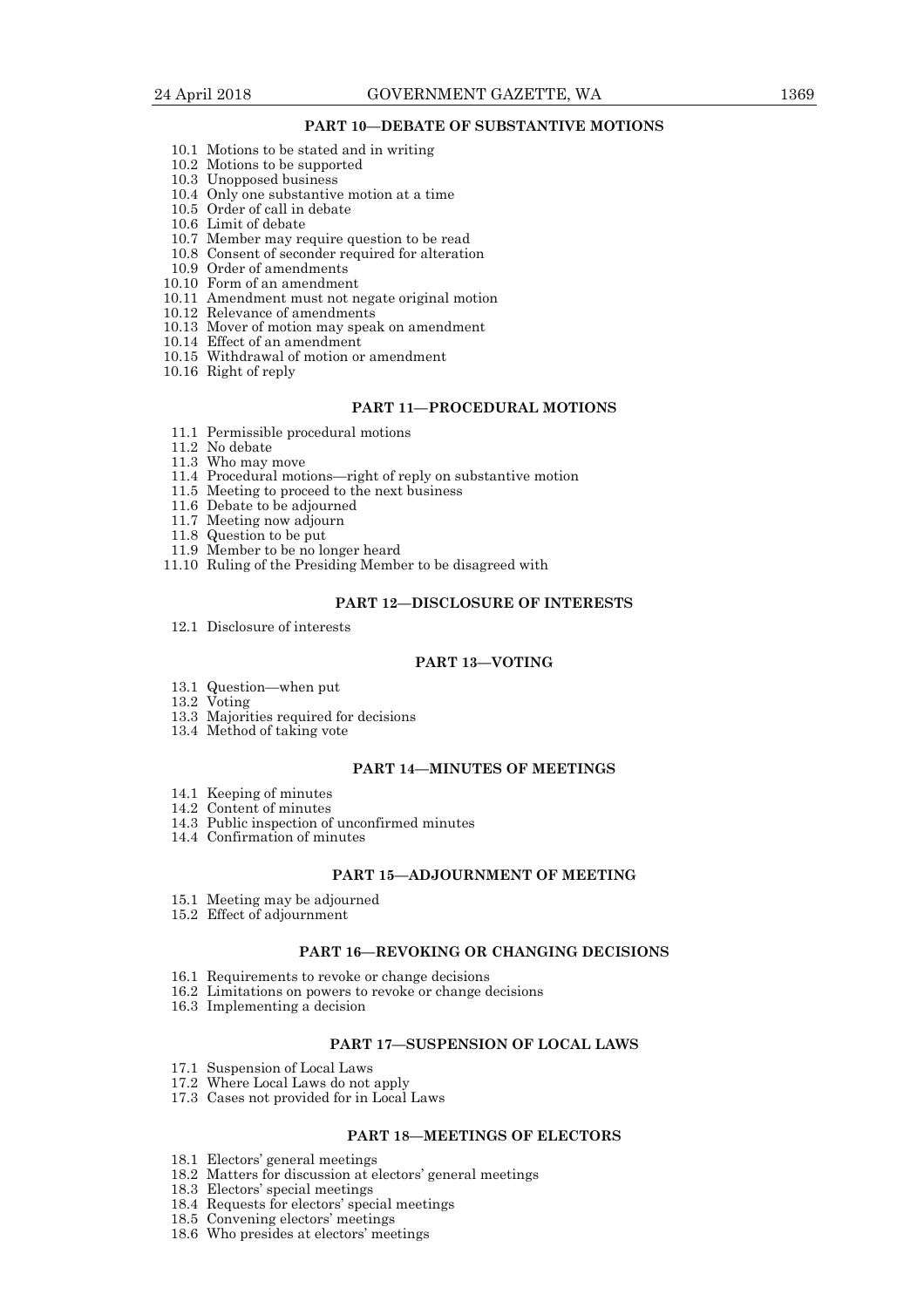## PART 10—DEBATE OF SUBSTANTIVE MOTIONS

10.1 Motions to be stated and in writing
10.2 Motions to be supported
10.3 Unopposed business
10.4 Only one substantive motion at a time
10.5 Order of call in debate
10.6 Limit of debate
10.7 Member may require question to be read
10.8 Consent of seconder required for alteration
10.9 Order of amendments
10.10 Form of an amendment
10.11 Amendment must not negate original motion
10.12 Relevance of amendments
10.13 Mover of motion may speak on amendment
10.14 Effect of an amendment
10.15 Withdrawal of motion or amendment
10.16 Right of reply

## PART 11—PROCEDURAL MOTIONS

11.1 Permissible procedural motions
11.2 No debate
11.3 Who may move
11.4 Procedural motions—right of reply on substantive motion
11.5 Meeting to proceed to the next business
11.6 Debate to be adjourned
11.7 Meeting now adjourn
11.8 Question to be put
11.9 Member to be no longer heard
11.10 Ruling of the Presiding Member to be disagreed with

## PART 12—DISCLOSURE OF INTERESTS

12.1 Disclosure of interests

## PART 13—VOTING

13.1 Question—when put
13.2 Voting
13.3 Majorities required for decisions
13.4 Method of taking vote

## PART 14—MINUTES OF MEETINGS

14.1 Keeping of minutes
14.2 Content of minutes
14.3 Public inspection of unconfirmed minutes
14.4 Confirmation of minutes

## PART 15—ADJOURNMENT OF MEETING

15.1 Meeting may be adjourned
15.2 Effect of adjournment

## PART 16—REVOKING OR CHANGING DECISIONS

16.1 Requirements to revoke or change decisions
16.2 Limitations on powers to revoke or change decisions
16.3 Implementing a decision

## PART 17—SUSPENSION OF LOCAL LAWS

17.1 Suspension of Local Laws
17.2 Where Local Laws do not apply
17.3 Cases not provided for in Local Laws

## PART 18—MEETINGS OF ELECTORS

18.1 Electors' general meetings
18.2 Matters for discussion at electors' general meetings
18.3 Electors' special meetings
18.4 Requests for electors' special meetings
18.5 Convening electors' meetings
18.6 Who presides at electors' meetings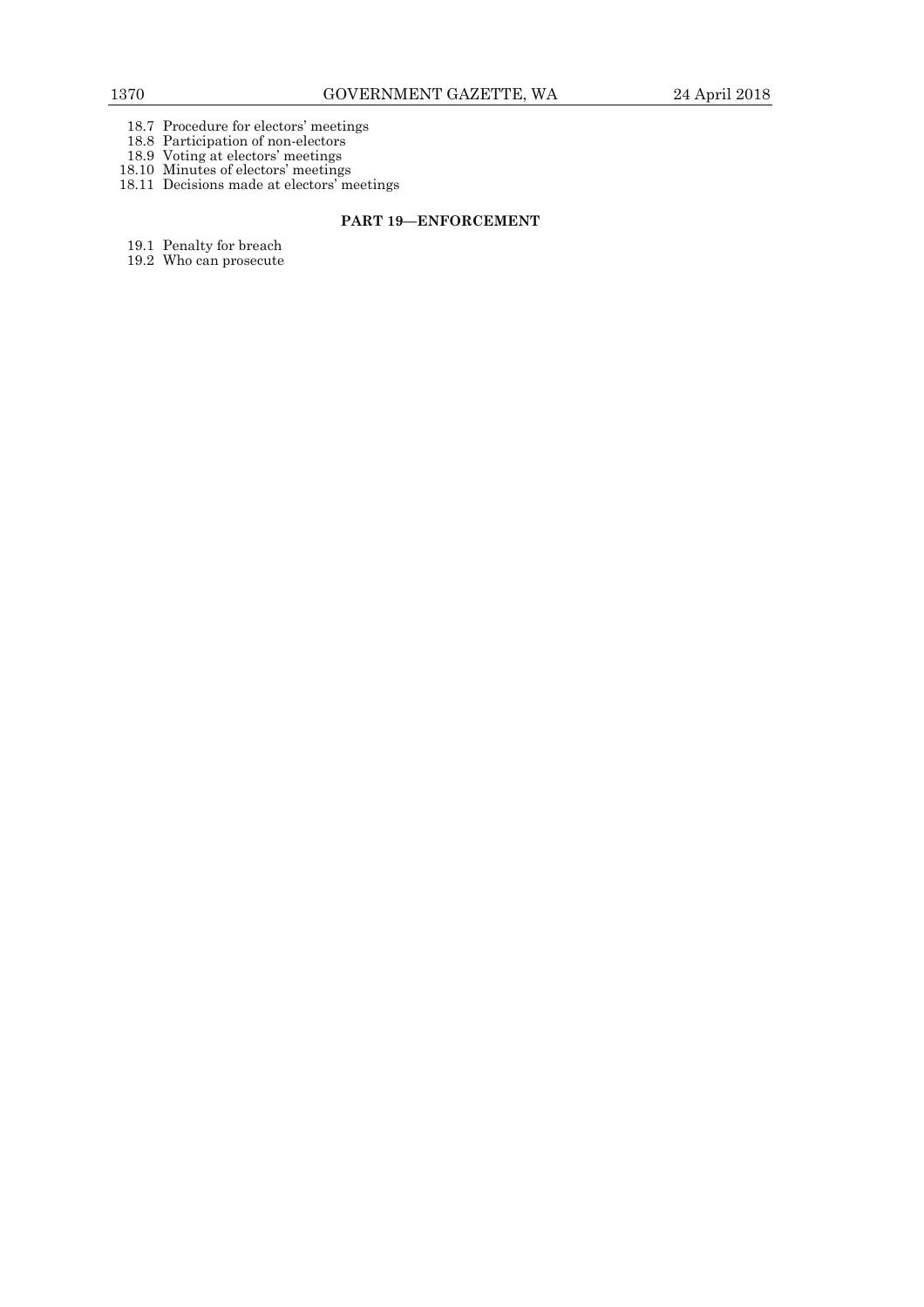18.7 Procedure for electors' meetings
18.8 Participation of non-electors
18.9 Voting at electors' meetings
18.10 Minutes of electors' meetings
18.11 Decisions made at electors' meetings

## PART 19—ENFORCEMENT

19.1 Penalty for breach
19.2 Who can prosecute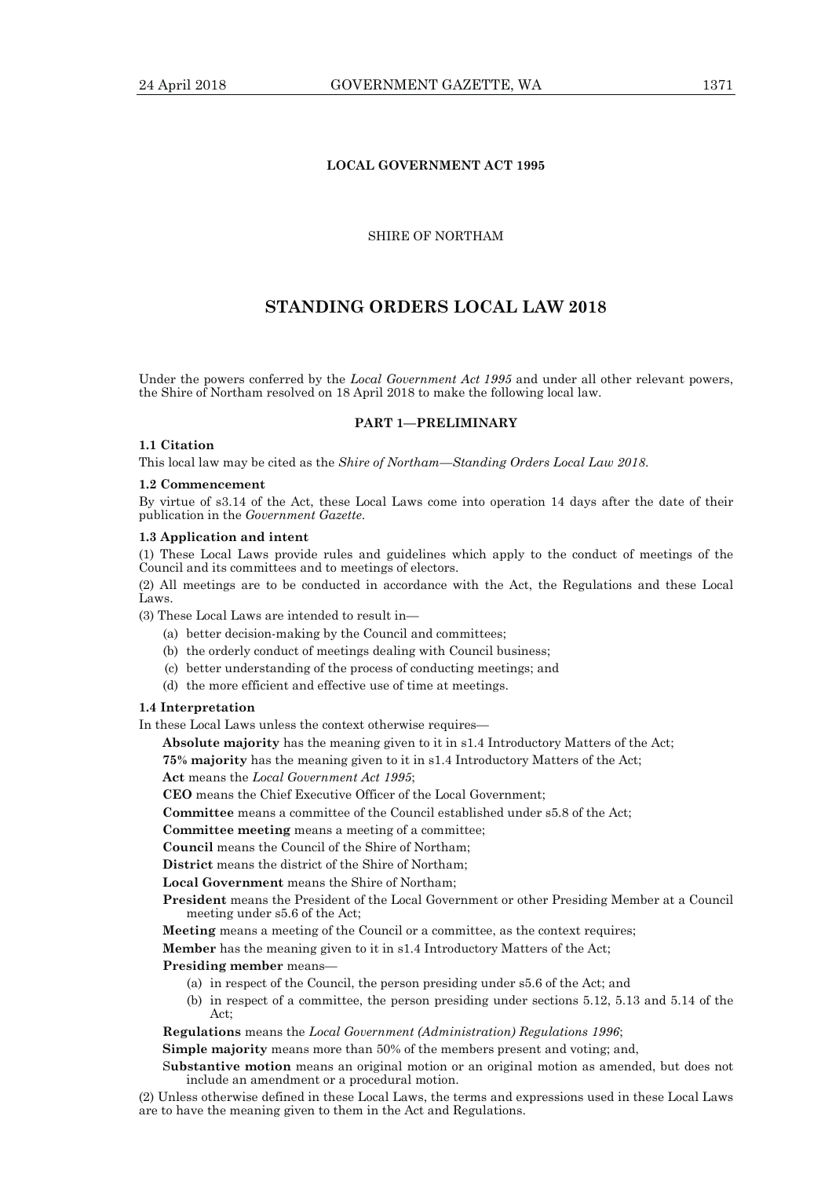**LOCAL GOVERNMENT ACT 1995**

SHIRE OF NORTHAM

# STANDING ORDERS LOCAL LAW 2018

Under the powers conferred by the *Local Government Act 1995* and under all other relevant powers, the Shire of Northam resolved on 18 April 2018 to make the following local law.

## PART 1—PRELIMINARY

### 1.1 Citation

This local law may be cited as the *Shire of Northam—Standing Orders Local Law 2018*.

### 1.2 Commencement

By virtue of s3.14 of the Act, these Local Laws come into operation 14 days after the date of their publication in the *Government Gazette*.

### 1.3 Application and intent

(1) These Local Laws provide rules and guidelines which apply to the conduct of meetings of the Council and its committees and to meetings of electors.

(2) All meetings are to be conducted in accordance with the Act, the Regulations and these Local Laws.

(3) These Local Laws are intended to result in—

- (a) better decision-making by the Council and committees;
- (b) the orderly conduct of meetings dealing with Council business;
- (c) better understanding of the process of conducting meetings; and
- (d) the more efficient and effective use of time at meetings.

### 1.4 Interpretation

In these Local Laws unless the context otherwise requires—

**Absolute majority** has the meaning given to it in s1.4 Introductory Matters of the Act;

**75% majority** has the meaning given to it in s1.4 Introductory Matters of the Act;

**Act** means the *Local Government Act 1995*;

**CEO** means the Chief Executive Officer of the Local Government;

**Committee** means a committee of the Council established under s5.8 of the Act;

**Committee meeting** means a meeting of a committee;

**Council** means the Council of the Shire of Northam;

**District** means the district of the Shire of Northam;

**Local Government** means the Shire of Northam;

**President** means the President of the Local Government or other Presiding Member at a Council meeting under s5.6 of the Act;

**Meeting** means a meeting of the Council or a committee, as the context requires;

**Member** has the meaning given to it in s1.4 Introductory Matters of the Act;

**Presiding member** means—

- (a) in respect of the Council, the person presiding under s5.6 of the Act; and
- (b) in respect of a committee, the person presiding under sections 5.12, 5.13 and 5.14 of the Act;

**Regulations** means the *Local Government (Administration) Regulations 1996*;

**Simple majority** means more than 50% of the members present and voting; and,

S**ubstantive motion** means an original motion or an original motion as amended, but does not include an amendment or a procedural motion.

(2) Unless otherwise defined in these Local Laws, the terms and expressions used in these Local Laws are to have the meaning given to them in the Act and Regulations.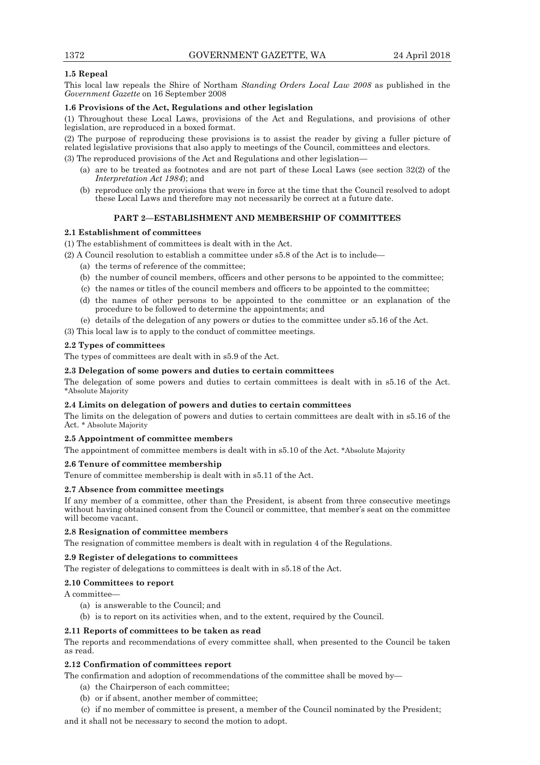### 1.5 Repeal

This local law repeals the Shire of Northam *Standing Orders Local Law 2008* as published in the *Government Gazette* on 16 September 2008

### 1.6 Provisions of the Act, Regulations and other legislation

(1) Throughout these Local Laws, provisions of the Act and Regulations, and provisions of other legislation, are reproduced in a boxed format.

(2) The purpose of reproducing these provisions is to assist the reader by giving a fuller picture of related legislative provisions that also apply to meetings of the Council, committees and electors.

(3) The reproduced provisions of the Act and Regulations and other legislation—

- (a) are to be treated as footnotes and are not part of these Local Laws (see section 32(2) of the *Interpretation Act 1984*); and
- (b) reproduce only the provisions that were in force at the time that the Council resolved to adopt these Local Laws and therefore may not necessarily be correct at a future date.

## PART 2—ESTABLISHMENT AND MEMBERSHIP OF COMMITTEES

### 2.1 Establishment of committees

(1) The establishment of committees is dealt with in the Act.

(2) A Council resolution to establish a committee under s5.8 of the Act is to include—

- (a) the terms of reference of the committee;
- (b) the number of council members, officers and other persons to be appointed to the committee;
- (c) the names or titles of the council members and officers to be appointed to the committee;
- (d) the names of other persons to be appointed to the committee or an explanation of the procedure to be followed to determine the appointments; and
- (e) details of the delegation of any powers or duties to the committee under s5.16 of the Act.

(3) This local law is to apply to the conduct of committee meetings.

### 2.2 Types of committees

The types of committees are dealt with in s5.9 of the Act.

### 2.3 Delegation of some powers and duties to certain committees

The delegation of some powers and duties to certain committees is dealt with in s5.16 of the Act. *Absolute Majority

### 2.4 Limits on delegation of powers and duties to certain committees

The limits on the delegation of powers and duties to certain committees are dealt with in s5.16 of the Act. * Absolute Majority

### 2.5 Appointment of committee members

The appointment of committee members is dealt with in s5.10 of the Act. *Absolute Majority

### 2.6 Tenure of committee membership

Tenure of committee membership is dealt with in s5.11 of the Act.

### 2.7 Absence from committee meetings

If any member of a committee, other than the President, is absent from three consecutive meetings without having obtained consent from the Council or committee, that member's seat on the committee will become vacant.

### 2.8 Resignation of committee members

The resignation of committee members is dealt with in regulation 4 of the Regulations.

### 2.9 Register of delegations to committees

The register of delegations to committees is dealt with in s5.18 of the Act.

### 2.10 Committees to report

A committee—

- (a) is answerable to the Council; and
- (b) is to report on its activities when, and to the extent, required by the Council.

### 2.11 Reports of committees to be taken as read

The reports and recommendations of every committee shall, when presented to the Council be taken as read.

### 2.12 Confirmation of committees report

The confirmation and adoption of recommendations of the committee shall be moved by—

- (a) the Chairperson of each committee;
- (b) or if absent, another member of committee;
- (c) if no member of committee is present, a member of the Council nominated by the President;

and it shall not be necessary to second the motion to adopt.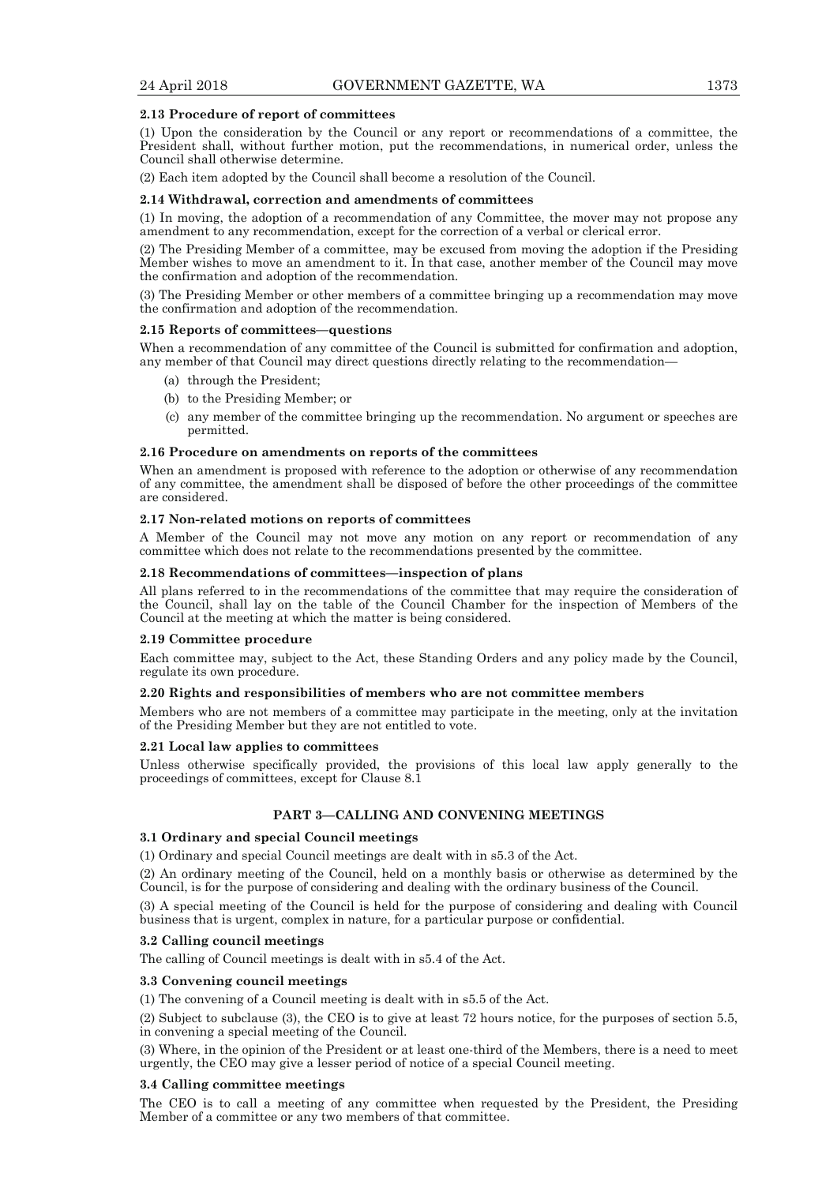**2.13 Procedure of report of committees**

(1) Upon the consideration by the Council or any report or recommendations of a committee, the President shall, without further motion, put the recommendations, in numerical order, unless the Council shall otherwise determine.

(2) Each item adopted by the Council shall become a resolution of the Council.

**2.14 Withdrawal, correction and amendments of committees**

(1) In moving, the adoption of a recommendation of any Committee, the mover may not propose any amendment to any recommendation, except for the correction of a verbal or clerical error.

(2) The Presiding Member of a committee, may be excused from moving the adoption if the Presiding Member wishes to move an amendment to it. In that case, another member of the Council may move the confirmation and adoption of the recommendation.

(3) The Presiding Member or other members of a committee bringing up a recommendation may move the confirmation and adoption of the recommendation.

**2.15 Reports of committees—questions**

When a recommendation of any committee of the Council is submitted for confirmation and adoption, any member of that Council may direct questions directly relating to the recommendation—

- (a) through the President;
- (b) to the Presiding Member; or
- (c) any member of the committee bringing up the recommendation. No argument or speeches are permitted.

**2.16 Procedure on amendments on reports of the committees**

When an amendment is proposed with reference to the adoption or otherwise of any recommendation of any committee, the amendment shall be disposed of before the other proceedings of the committee are considered.

**2.17 Non-related motions on reports of committees**

A Member of the Council may not move any motion on any report or recommendation of any committee which does not relate to the recommendations presented by the committee.

**2.18 Recommendations of committees—inspection of plans**

All plans referred to in the recommendations of the committee that may require the consideration of the Council, shall lay on the table of the Council Chamber for the inspection of Members of the Council at the meeting at which the matter is being considered.

**2.19 Committee procedure**

Each committee may, subject to the Act, these Standing Orders and any policy made by the Council, regulate its own procedure.

**2.20 Rights and responsibilities of members who are not committee members**

Members who are not members of a committee may participate in the meeting, only at the invitation of the Presiding Member but they are not entitled to vote.

**2.21 Local law applies to committees**

Unless otherwise specifically provided, the provisions of this local law apply generally to the proceedings of committees, except for Clause 8.1

## PART 3—CALLING AND CONVENING MEETINGS

**3.1 Ordinary and special Council meetings**

(1) Ordinary and special Council meetings are dealt with in s5.3 of the Act.

(2) An ordinary meeting of the Council, held on a monthly basis or otherwise as determined by the Council, is for the purpose of considering and dealing with the ordinary business of the Council.

(3) A special meeting of the Council is held for the purpose of considering and dealing with Council business that is urgent, complex in nature, for a particular purpose or confidential.

**3.2 Calling council meetings**

The calling of Council meetings is dealt with in s5.4 of the Act.

**3.3 Convening council meetings**

(1) The convening of a Council meeting is dealt with in s5.5 of the Act.

(2) Subject to subclause (3), the CEO is to give at least 72 hours notice, for the purposes of section 5.5, in convening a special meeting of the Council.

(3) Where, in the opinion of the President or at least one-third of the Members, there is a need to meet urgently, the CEO may give a lesser period of notice of a special Council meeting.

**3.4 Calling committee meetings**

The CEO is to call a meeting of any committee when requested by the President, the Presiding Member of a committee or any two members of that committee.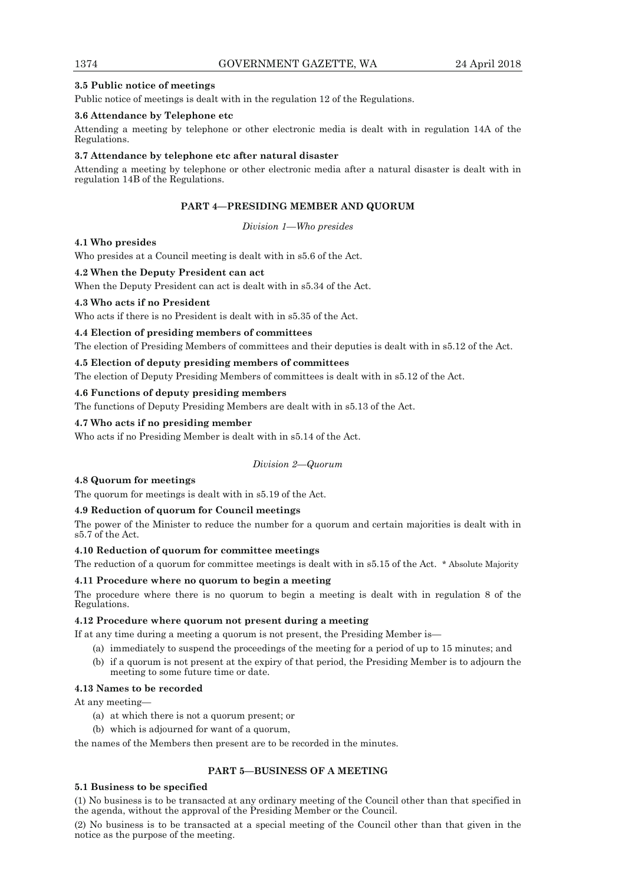**3.5 Public notice of meetings**

Public notice of meetings is dealt with in the regulation 12 of the Regulations.

**3.6 Attendance by Telephone etc**

Attending a meeting by telephone or other electronic media is dealt with in regulation 14A of the Regulations.

**3.7 Attendance by telephone etc after natural disaster**

Attending a meeting by telephone or other electronic media after a natural disaster is dealt with in regulation 14B of the Regulations.

## PART 4—PRESIDING MEMBER AND QUORUM

*Division 1—Who presides*

**4.1 Who presides**

Who presides at a Council meeting is dealt with in s5.6 of the Act.

**4.2 When the Deputy President can act**

When the Deputy President can act is dealt with in s5.34 of the Act.

**4.3 Who acts if no President**

Who acts if there is no President is dealt with in s5.35 of the Act.

**4.4 Election of presiding members of committees**

The election of Presiding Members of committees and their deputies is dealt with in s5.12 of the Act.

**4.5 Election of deputy presiding members of committees**

The election of Deputy Presiding Members of committees is dealt with in s5.12 of the Act.

**4.6 Functions of deputy presiding members**

The functions of Deputy Presiding Members are dealt with in s5.13 of the Act.

**4.7 Who acts if no presiding member**

Who acts if no Presiding Member is dealt with in s5.14 of the Act.

*Division 2—Quorum*

**4.8 Quorum for meetings**

The quorum for meetings is dealt with in s5.19 of the Act.

**4.9 Reduction of quorum for Council meetings**

The power of the Minister to reduce the number for a quorum and certain majorities is dealt with in s5.7 of the Act.

**4.10 Reduction of quorum for committee meetings**

The reduction of a quorum for committee meetings is dealt with in s5.15 of the Act. * Absolute Majority

**4.11 Procedure where no quorum to begin a meeting**

The procedure where there is no quorum to begin a meeting is dealt with in regulation 8 of the Regulations.

**4.12 Procedure where quorum not present during a meeting**

If at any time during a meeting a quorum is not present, the Presiding Member is—

(a) immediately to suspend the proceedings of the meeting for a period of up to 15 minutes; and

(b) if a quorum is not present at the expiry of that period, the Presiding Member is to adjourn the meeting to some future time or date.

**4.13 Names to be recorded**

At any meeting—

(a) at which there is not a quorum present; or

(b) which is adjourned for want of a quorum,

the names of the Members then present are to be recorded in the minutes.

## PART 5—BUSINESS OF A MEETING

**5.1 Business to be specified**

(1) No business is to be transacted at any ordinary meeting of the Council other than that specified in the agenda, without the approval of the Presiding Member or the Council.

(2) No business is to be transacted at a special meeting of the Council other than that given in the notice as the purpose of the meeting.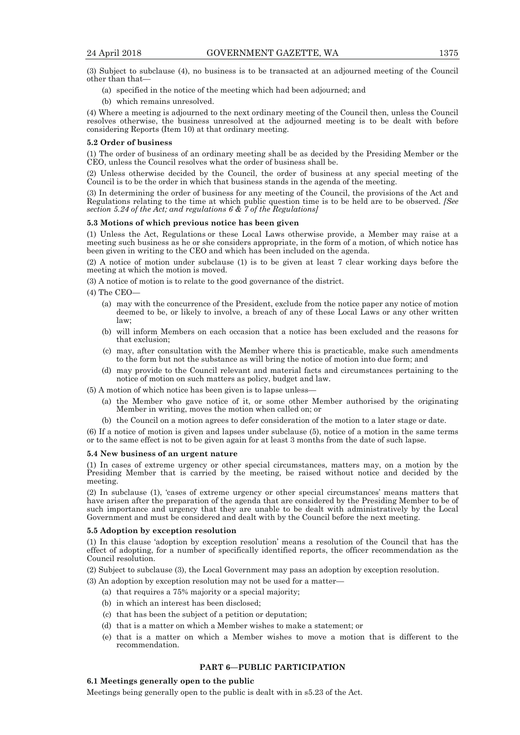(3) Subject to subclause (4), no business is to be transacted at an adjourned meeting of the Council other than that—

(a) specified in the notice of the meeting which had been adjourned; and

(b) which remains unresolved.

(4) Where a meeting is adjourned to the next ordinary meeting of the Council then, unless the Council resolves otherwise, the business unresolved at the adjourned meeting is to be dealt with before considering Reports (Item 10) at that ordinary meeting.

**5.2 Order of business**

(1) The order of business of an ordinary meeting shall be as decided by the Presiding Member or the CEO, unless the Council resolves what the order of business shall be.

(2) Unless otherwise decided by the Council, the order of business at any special meeting of the Council is to be the order in which that business stands in the agenda of the meeting.

(3) In determining the order of business for any meeting of the Council, the provisions of the Act and Regulations relating to the time at which public question time is to be held are to be observed. *[See section 5.24 of the Act; and regulations 6 & 7 of the Regulations]*

**5.3 Motions of which previous notice has been given**

(1) Unless the Act, Regulations or these Local Laws otherwise provide, a Member may raise at a meeting such business as he or she considers appropriate, in the form of a motion, of which notice has been given in writing to the CEO and which has been included on the agenda.

(2) A notice of motion under subclause (1) is to be given at least 7 clear working days before the meeting at which the motion is moved.

(3) A notice of motion is to relate to the good governance of the district.

(4) The CEO—

(a) may with the concurrence of the President, exclude from the notice paper any notice of motion deemed to be, or likely to involve, a breach of any of these Local Laws or any other written law;

(b) will inform Members on each occasion that a notice has been excluded and the reasons for that exclusion;

(c) may, after consultation with the Member where this is practicable, make such amendments to the form but not the substance as will bring the notice of motion into due form; and

(d) may provide to the Council relevant and material facts and circumstances pertaining to the notice of motion on such matters as policy, budget and law.

(5) A motion of which notice has been given is to lapse unless—

(a) the Member who gave notice of it, or some other Member authorised by the originating Member in writing, moves the motion when called on; or

(b) the Council on a motion agrees to defer consideration of the motion to a later stage or date.

(6) If a notice of motion is given and lapses under subclause (5), notice of a motion in the same terms or to the same effect is not to be given again for at least 3 months from the date of such lapse.

**5.4 New business of an urgent nature**

(1) In cases of extreme urgency or other special circumstances, matters may, on a motion by the Presiding Member that is carried by the meeting, be raised without notice and decided by the meeting.

(2) In subclause (1), 'cases of extreme urgency or other special circumstances' means matters that have arisen after the preparation of the agenda that are considered by the Presiding Member to be of such importance and urgency that they are unable to be dealt with administratively by the Local Government and must be considered and dealt with by the Council before the next meeting.

**5.5 Adoption by exception resolution**

(1) In this clause 'adoption by exception resolution' means a resolution of the Council that has the effect of adopting, for a number of specifically identified reports, the officer recommendation as the Council resolution.

(2) Subject to subclause (3), the Local Government may pass an adoption by exception resolution.

(3) An adoption by exception resolution may not be used for a matter—

(a) that requires a 75% majority or a special majority;

(b) in which an interest has been disclosed;

(c) that has been the subject of a petition or deputation;

(d) that is a matter on which a Member wishes to make a statement; or

(e) that is a matter on which a Member wishes to move a motion that is different to the recommendation.

## PART 6—PUBLIC PARTICIPATION

**6.1 Meetings generally open to the public**

Meetings being generally open to the public is dealt with in s5.23 of the Act.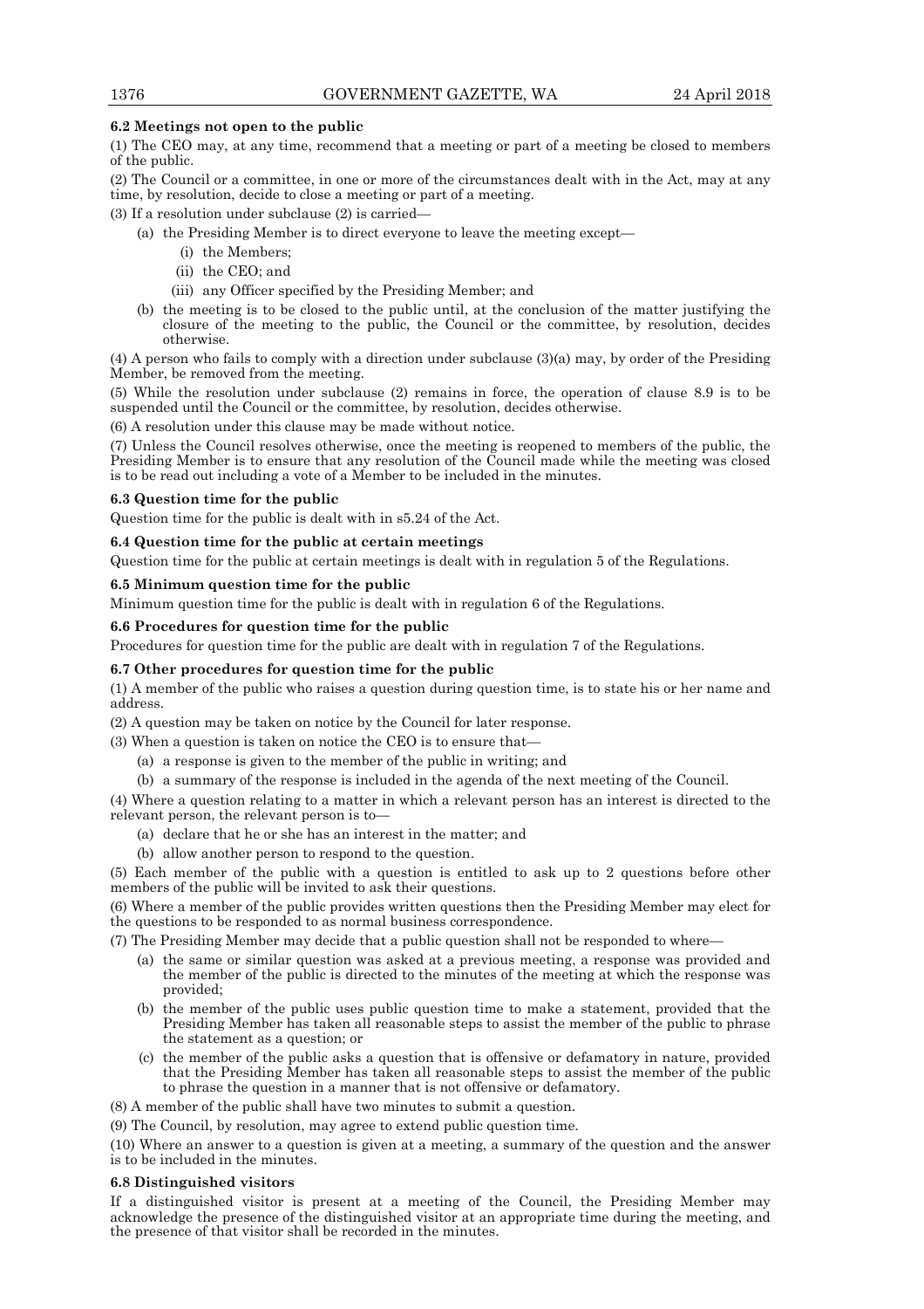**6.2 Meetings not open to the public**

(1) The CEO may, at any time, recommend that a meeting or part of a meeting be closed to members of the public.

(2) The Council or a committee, in one or more of the circumstances dealt with in the Act, may at any time, by resolution, decide to close a meeting or part of a meeting.

(3) If a resolution under subclause (2) is carried—

- (a) the Presiding Member is to direct everyone to leave the meeting except—
  - (i) the Members;
  - (ii) the CEO; and
  - (iii) any Officer specified by the Presiding Member; and
- (b) the meeting is to be closed to the public until, at the conclusion of the matter justifying the closure of the meeting to the public, the Council or the committee, by resolution, decides otherwise.

(4) A person who fails to comply with a direction under subclause (3)(a) may, by order of the Presiding Member, be removed from the meeting.

(5) While the resolution under subclause (2) remains in force, the operation of clause 8.9 is to be suspended until the Council or the committee, by resolution, decides otherwise.

(6) A resolution under this clause may be made without notice.

(7) Unless the Council resolves otherwise, once the meeting is reopened to members of the public, the Presiding Member is to ensure that any resolution of the Council made while the meeting was closed is to be read out including a vote of a Member to be included in the minutes.

**6.3 Question time for the public**

Question time for the public is dealt with in s5.24 of the Act.

**6.4 Question time for the public at certain meetings**

Question time for the public at certain meetings is dealt with in regulation 5 of the Regulations.

**6.5 Minimum question time for the public**

Minimum question time for the public is dealt with in regulation 6 of the Regulations.

**6.6 Procedures for question time for the public**

Procedures for question time for the public are dealt with in regulation 7 of the Regulations.

**6.7 Other procedures for question time for the public**

(1) A member of the public who raises a question during question time, is to state his or her name and address.

(2) A question may be taken on notice by the Council for later response.

(3) When a question is taken on notice the CEO is to ensure that—

- (a) a response is given to the member of the public in writing; and
- (b) a summary of the response is included in the agenda of the next meeting of the Council.

(4) Where a question relating to a matter in which a relevant person has an interest is directed to the relevant person, the relevant person is to—

- (a) declare that he or she has an interest in the matter; and
- (b) allow another person to respond to the question.

(5) Each member of the public with a question is entitled to ask up to 2 questions before other members of the public will be invited to ask their questions.

(6) Where a member of the public provides written questions then the Presiding Member may elect for the questions to be responded to as normal business correspondence.

(7) The Presiding Member may decide that a public question shall not be responded to where—

- (a) the same or similar question was asked at a previous meeting, a response was provided and the member of the public is directed to the minutes of the meeting at which the response was provided;
- (b) the member of the public uses public question time to make a statement, provided that the Presiding Member has taken all reasonable steps to assist the member of the public to phrase the statement as a question; or
- (c) the member of the public asks a question that is offensive or defamatory in nature, provided that the Presiding Member has taken all reasonable steps to assist the member of the public to phrase the question in a manner that is not offensive or defamatory.

(8) A member of the public shall have two minutes to submit a question.

(9) The Council, by resolution, may agree to extend public question time.

(10) Where an answer to a question is given at a meeting, a summary of the question and the answer is to be included in the minutes.

**6.8 Distinguished visitors**

If a distinguished visitor is present at a meeting of the Council, the Presiding Member may acknowledge the presence of the distinguished visitor at an appropriate time during the meeting, and the presence of that visitor shall be recorded in the minutes.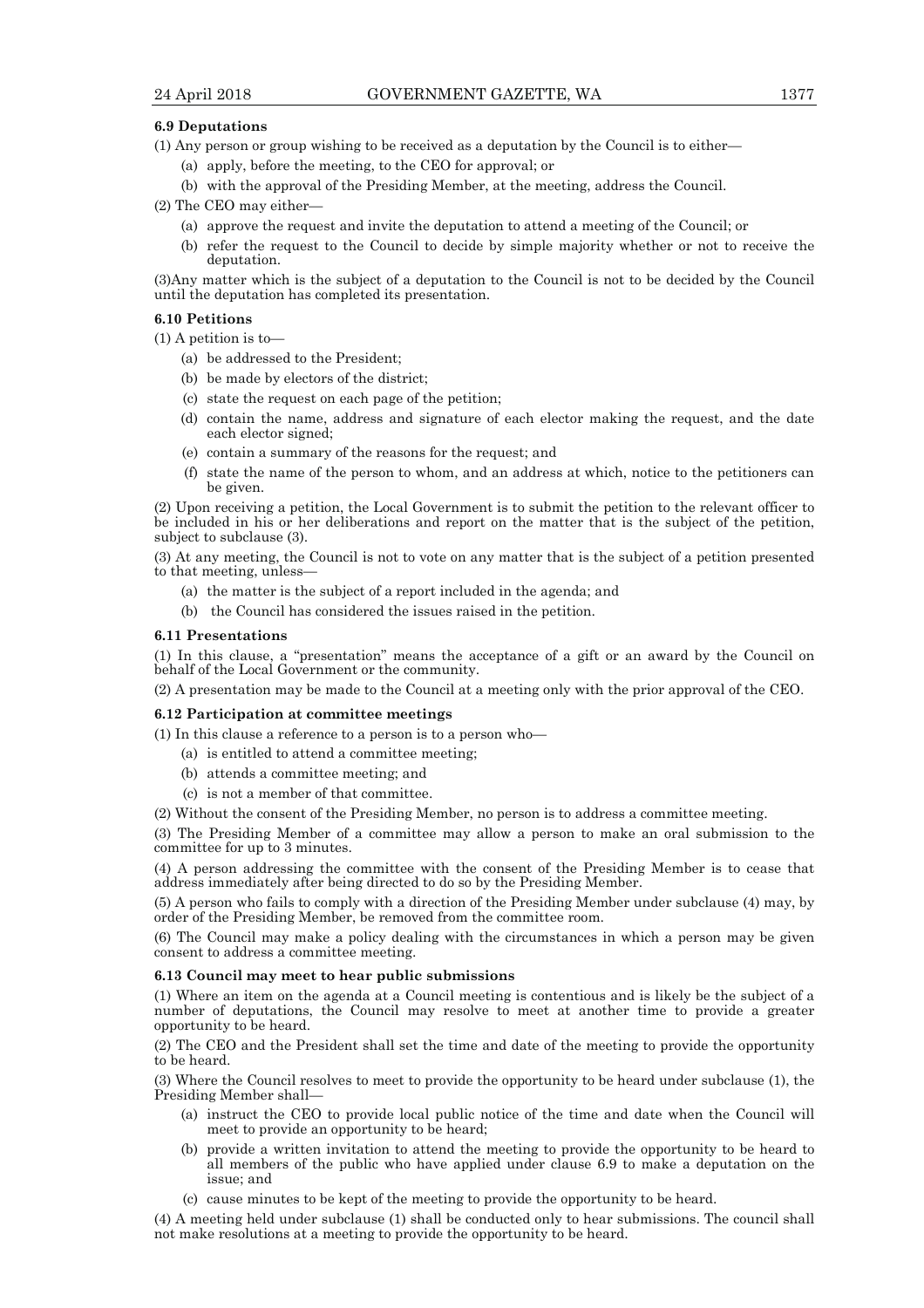**6.9 Deputations**

(1) Any person or group wishing to be received as a deputation by the Council is to either—

(a) apply, before the meeting, to the CEO for approval; or

(b) with the approval of the Presiding Member, at the meeting, address the Council.

(2) The CEO may either—

(a) approve the request and invite the deputation to attend a meeting of the Council; or

(b) refer the request to the Council to decide by simple majority whether or not to receive the deputation.

(3)Any matter which is the subject of a deputation to the Council is not to be decided by the Council until the deputation has completed its presentation.

**6.10 Petitions**

(1) A petition is to—

(a) be addressed to the President;

(b) be made by electors of the district;

(c) state the request on each page of the petition;

(d) contain the name, address and signature of each elector making the request, and the date each elector signed;

(e) contain a summary of the reasons for the request; and

(f) state the name of the person to whom, and an address at which, notice to the petitioners can be given.

(2) Upon receiving a petition, the Local Government is to submit the petition to the relevant officer to be included in his or her deliberations and report on the matter that is the subject of the petition, subject to subclause (3).

(3) At any meeting, the Council is not to vote on any matter that is the subject of a petition presented to that meeting, unless—

(a) the matter is the subject of a report included in the agenda; and

(b) the Council has considered the issues raised in the petition.

**6.11 Presentations**

(1) In this clause, a "presentation" means the acceptance of a gift or an award by the Council on behalf of the Local Government or the community.

(2) A presentation may be made to the Council at a meeting only with the prior approval of the CEO.

**6.12 Participation at committee meetings**

(1) In this clause a reference to a person is to a person who—

(a) is entitled to attend a committee meeting;

(b) attends a committee meeting; and

(c) is not a member of that committee.

(2) Without the consent of the Presiding Member, no person is to address a committee meeting.

(3) The Presiding Member of a committee may allow a person to make an oral submission to the committee for up to 3 minutes.

(4) A person addressing the committee with the consent of the Presiding Member is to cease that address immediately after being directed to do so by the Presiding Member.

(5) A person who fails to comply with a direction of the Presiding Member under subclause (4) may, by order of the Presiding Member, be removed from the committee room.

(6) The Council may make a policy dealing with the circumstances in which a person may be given consent to address a committee meeting.

**6.13 Council may meet to hear public submissions**

(1) Where an item on the agenda at a Council meeting is contentious and is likely be the subject of a number of deputations, the Council may resolve to meet at another time to provide a greater opportunity to be heard.

(2) The CEO and the President shall set the time and date of the meeting to provide the opportunity to be heard.

(3) Where the Council resolves to meet to provide the opportunity to be heard under subclause (1), the Presiding Member shall—

(a) instruct the CEO to provide local public notice of the time and date when the Council will meet to provide an opportunity to be heard;

(b) provide a written invitation to attend the meeting to provide the opportunity to be heard to all members of the public who have applied under clause 6.9 to make a deputation on the issue; and

(c) cause minutes to be kept of the meeting to provide the opportunity to be heard.

(4) A meeting held under subclause (1) shall be conducted only to hear submissions. The council shall not make resolutions at a meeting to provide the opportunity to be heard.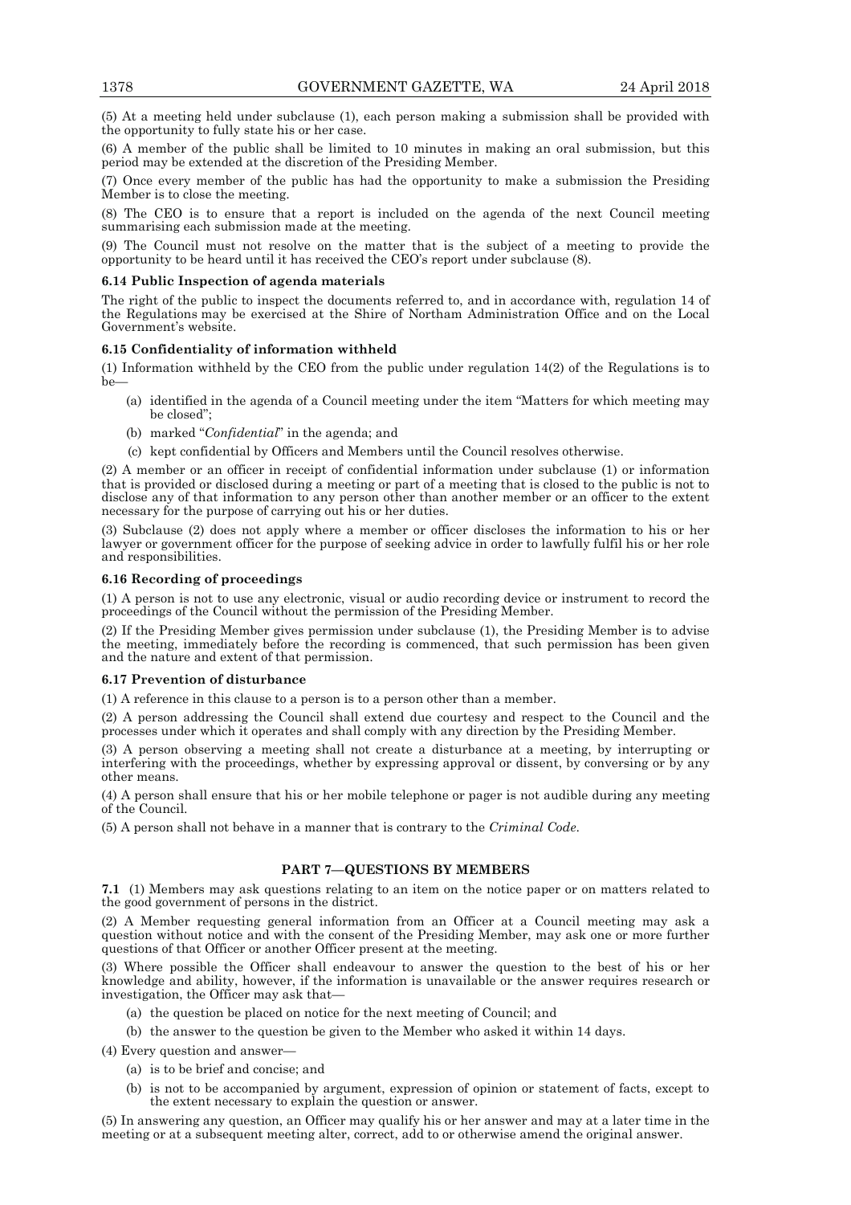(5) At a meeting held under subclause (1), each person making a submission shall be provided with the opportunity to fully state his or her case.

(6) A member of the public shall be limited to 10 minutes in making an oral submission, but this period may be extended at the discretion of the Presiding Member.

(7) Once every member of the public has had the opportunity to make a submission the Presiding Member is to close the meeting.

(8) The CEO is to ensure that a report is included on the agenda of the next Council meeting summarising each submission made at the meeting.

(9) The Council must not resolve on the matter that is the subject of a meeting to provide the opportunity to be heard until it has received the CEO's report under subclause (8).

**6.14 Public Inspection of agenda materials**

The right of the public to inspect the documents referred to, and in accordance with, regulation 14 of the Regulations may be exercised at the Shire of Northam Administration Office and on the Local Government's website.

**6.15 Confidentiality of information withheld**

(1) Information withheld by the CEO from the public under regulation 14(2) of the Regulations is to be—

- (a) identified in the agenda of a Council meeting under the item "Matters for which meeting may be closed";
- (b) marked "*Confidential*" in the agenda; and
- (c) kept confidential by Officers and Members until the Council resolves otherwise.

(2) A member or an officer in receipt of confidential information under subclause (1) or information that is provided or disclosed during a meeting or part of a meeting that is closed to the public is not to disclose any of that information to any person other than another member or an officer to the extent necessary for the purpose of carrying out his or her duties.

(3) Subclause (2) does not apply where a member or officer discloses the information to his or her lawyer or government officer for the purpose of seeking advice in order to lawfully fulfil his or her role and responsibilities.

**6.16 Recording of proceedings**

(1) A person is not to use any electronic, visual or audio recording device or instrument to record the proceedings of the Council without the permission of the Presiding Member.

(2) If the Presiding Member gives permission under subclause (1), the Presiding Member is to advise the meeting, immediately before the recording is commenced, that such permission has been given and the nature and extent of that permission.

**6.17 Prevention of disturbance**

(1) A reference in this clause to a person is to a person other than a member.

(2) A person addressing the Council shall extend due courtesy and respect to the Council and the processes under which it operates and shall comply with any direction by the Presiding Member.

(3) A person observing a meeting shall not create a disturbance at a meeting, by interrupting or interfering with the proceedings, whether by expressing approval or dissent, by conversing or by any other means.

(4) A person shall ensure that his or her mobile telephone or pager is not audible during any meeting of the Council.

(5) A person shall not behave in a manner that is contrary to the *Criminal Code*.

## PART 7—QUESTIONS BY MEMBERS

**7.1** (1) Members may ask questions relating to an item on the notice paper or on matters related to the good government of persons in the district.

(2) A Member requesting general information from an Officer at a Council meeting may ask a question without notice and with the consent of the Presiding Member, may ask one or more further questions of that Officer or another Officer present at the meeting.

(3) Where possible the Officer shall endeavour to answer the question to the best of his or her knowledge and ability, however, if the information is unavailable or the answer requires research or investigation, the Officer may ask that—

- (a) the question be placed on notice for the next meeting of Council; and
- (b) the answer to the question be given to the Member who asked it within 14 days.

(4) Every question and answer—

- (a) is to be brief and concise; and
- (b) is not to be accompanied by argument, expression of opinion or statement of facts, except to the extent necessary to explain the question or answer.

(5) In answering any question, an Officer may qualify his or her answer and may at a later time in the meeting or at a subsequent meeting alter, correct, add to or otherwise amend the original answer.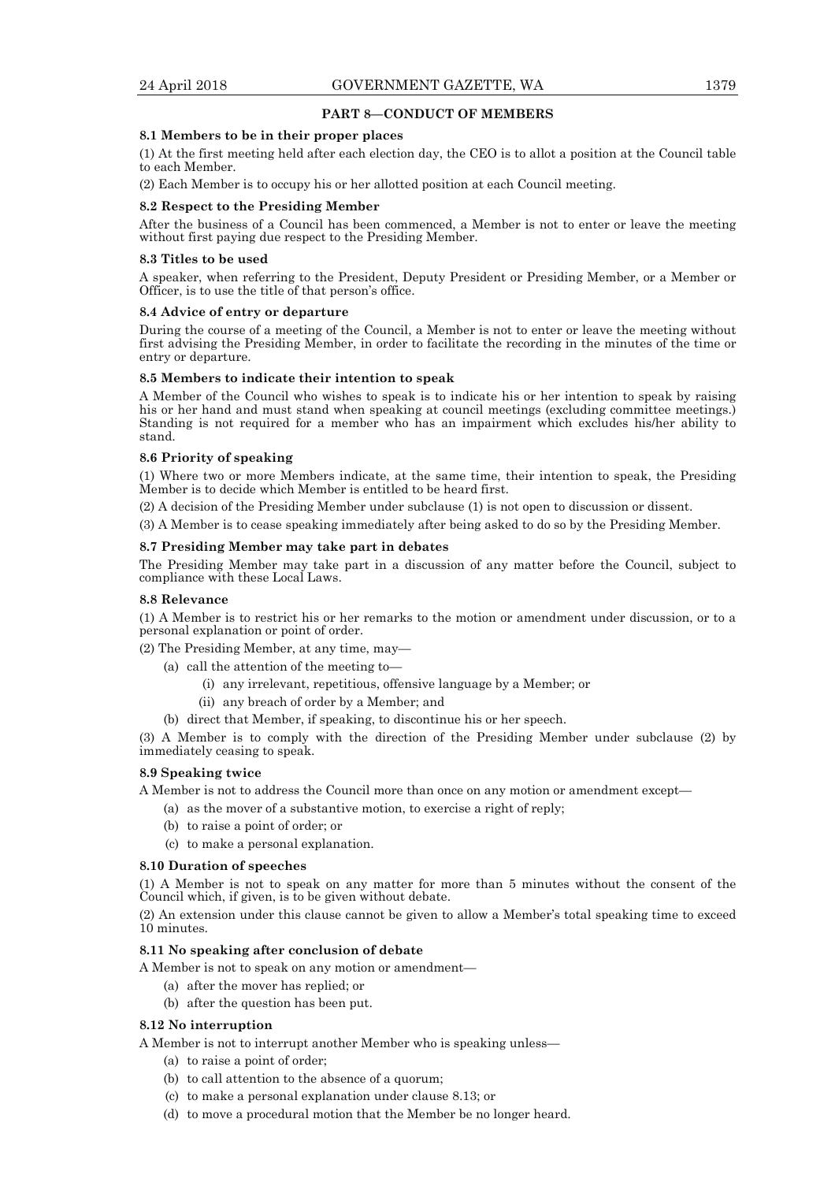## PART 8—CONDUCT OF MEMBERS

### 8.1 Members to be in their proper places

(1) At the first meeting held after each election day, the CEO is to allot a position at the Council table to each Member.

(2) Each Member is to occupy his or her allotted position at each Council meeting.

### 8.2 Respect to the Presiding Member

After the business of a Council has been commenced, a Member is not to enter or leave the meeting without first paying due respect to the Presiding Member.

### 8.3 Titles to be used

A speaker, when referring to the President, Deputy President or Presiding Member, or a Member or Officer, is to use the title of that person's office.

### 8.4 Advice of entry or departure

During the course of a meeting of the Council, a Member is not to enter or leave the meeting without first advising the Presiding Member, in order to facilitate the recording in the minutes of the time or entry or departure.

### 8.5 Members to indicate their intention to speak

A Member of the Council who wishes to speak is to indicate his or her intention to speak by raising his or her hand and must stand when speaking at council meetings (excluding committee meetings.) Standing is not required for a member who has an impairment which excludes his/her ability to stand.

### 8.6 Priority of speaking

(1) Where two or more Members indicate, at the same time, their intention to speak, the Presiding Member is to decide which Member is entitled to be heard first.

(2) A decision of the Presiding Member under subclause (1) is not open to discussion or dissent.

(3) A Member is to cease speaking immediately after being asked to do so by the Presiding Member.

### 8.7 Presiding Member may take part in debates

The Presiding Member may take part in a discussion of any matter before the Council, subject to compliance with these Local Laws.

### 8.8 Relevance

(1) A Member is to restrict his or her remarks to the motion or amendment under discussion, or to a personal explanation or point of order.

(2) The Presiding Member, at any time, may—

- (a) call the attention of the meeting to—
  - (i) any irrelevant, repetitious, offensive language by a Member; or
  - (ii) any breach of order by a Member; and
- (b) direct that Member, if speaking, to discontinue his or her speech.

(3) A Member is to comply with the direction of the Presiding Member under subclause (2) by immediately ceasing to speak.

### 8.9 Speaking twice

A Member is not to address the Council more than once on any motion or amendment except—

- (a) as the mover of a substantive motion, to exercise a right of reply;
- (b) to raise a point of order; or
- (c) to make a personal explanation.

### 8.10 Duration of speeches

(1) A Member is not to speak on any matter for more than 5 minutes without the consent of the Council which, if given, is to be given without debate.

(2) An extension under this clause cannot be given to allow a Member's total speaking time to exceed 10 minutes.

### 8.11 No speaking after conclusion of debate

A Member is not to speak on any motion or amendment—

- (a) after the mover has replied; or
- (b) after the question has been put.

### 8.12 No interruption

A Member is not to interrupt another Member who is speaking unless—

- (a) to raise a point of order;
- (b) to call attention to the absence of a quorum;
- (c) to make a personal explanation under clause 8.13; or
- (d) to move a procedural motion that the Member be no longer heard.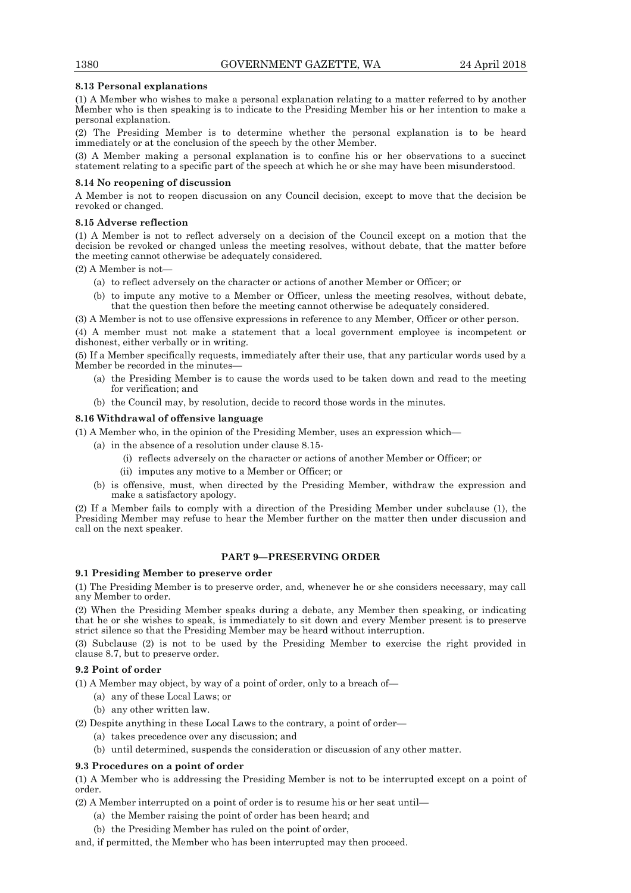**8.13 Personal explanations**

(1) A Member who wishes to make a personal explanation relating to a matter referred to by another Member who is then speaking is to indicate to the Presiding Member his or her intention to make a personal explanation.

(2) The Presiding Member is to determine whether the personal explanation is to be heard immediately or at the conclusion of the speech by the other Member.

(3) A Member making a personal explanation is to confine his or her observations to a succinct statement relating to a specific part of the speech at which he or she may have been misunderstood.

**8.14 No reopening of discussion**

A Member is not to reopen discussion on any Council decision, except to move that the decision be revoked or changed.

**8.15 Adverse reflection**

(1) A Member is not to reflect adversely on a decision of the Council except on a motion that the decision be revoked or changed unless the meeting resolves, without debate, that the matter before the meeting cannot otherwise be adequately considered.

(2) A Member is not—

- (a) to reflect adversely on the character or actions of another Member or Officer; or
- (b) to impute any motive to a Member or Officer, unless the meeting resolves, without debate, that the question then before the meeting cannot otherwise be adequately considered.

(3) A Member is not to use offensive expressions in reference to any Member, Officer or other person.

(4) A member must not make a statement that a local government employee is incompetent or dishonest, either verbally or in writing.

(5) If a Member specifically requests, immediately after their use, that any particular words used by a Member be recorded in the minutes—

- (a) the Presiding Member is to cause the words used to be taken down and read to the meeting for verification; and
- (b) the Council may, by resolution, decide to record those words in the minutes.

**8.16 Withdrawal of offensive language**

(1) A Member who, in the opinion of the Presiding Member, uses an expression which—

- (a) in the absence of a resolution under clause 8.15-
  - (i) reflects adversely on the character or actions of another Member or Officer; or
  - (ii) imputes any motive to a Member or Officer; or
- (b) is offensive, must, when directed by the Presiding Member, withdraw the expression and make a satisfactory apology.

(2) If a Member fails to comply with a direction of the Presiding Member under subclause (1), the Presiding Member may refuse to hear the Member further on the matter then under discussion and call on the next speaker.

## PART 9—PRESERVING ORDER

**9.1 Presiding Member to preserve order**

(1) The Presiding Member is to preserve order, and, whenever he or she considers necessary, may call any Member to order.

(2) When the Presiding Member speaks during a debate, any Member then speaking, or indicating that he or she wishes to speak, is immediately to sit down and every Member present is to preserve strict silence so that the Presiding Member may be heard without interruption.

(3) Subclause (2) is not to be used by the Presiding Member to exercise the right provided in clause 8.7, but to preserve order.

**9.2 Point of order**

(1) A Member may object, by way of a point of order, only to a breach of—

- (a) any of these Local Laws; or
- (b) any other written law.

(2) Despite anything in these Local Laws to the contrary, a point of order—

- (a) takes precedence over any discussion; and
- (b) until determined, suspends the consideration or discussion of any other matter.

**9.3 Procedures on a point of order**

(1) A Member who is addressing the Presiding Member is not to be interrupted except on a point of order.

(2) A Member interrupted on a point of order is to resume his or her seat until—

- (a) the Member raising the point of order has been heard; and
- (b) the Presiding Member has ruled on the point of order,

and, if permitted, the Member who has been interrupted may then proceed.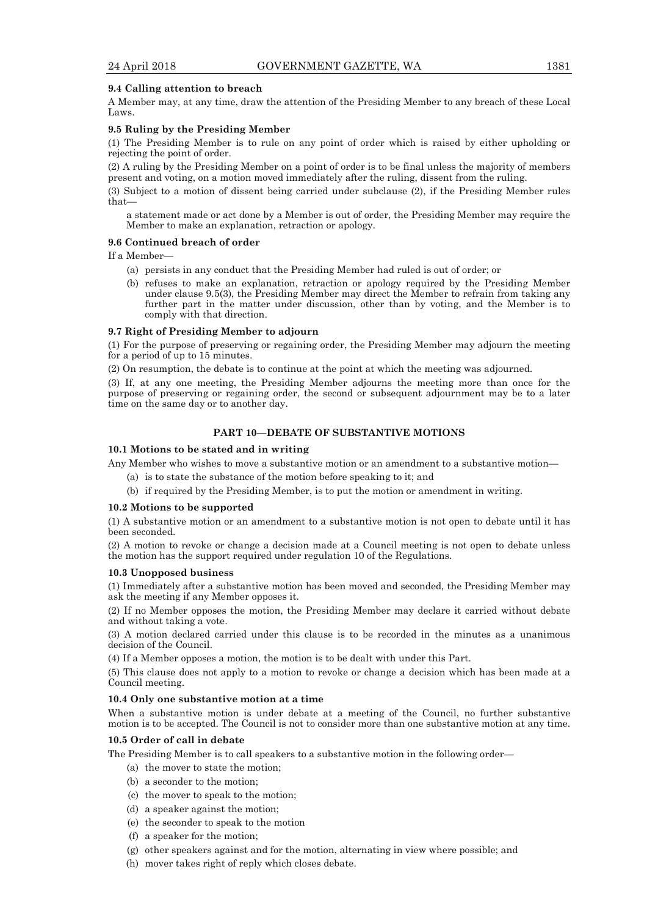**9.4 Calling attention to breach**

A Member may, at any time, draw the attention of the Presiding Member to any breach of these Local Laws.

**9.5 Ruling by the Presiding Member**

(1) The Presiding Member is to rule on any point of order which is raised by either upholding or rejecting the point of order.

(2) A ruling by the Presiding Member on a point of order is to be final unless the majority of members present and voting, on a motion moved immediately after the ruling, dissent from the ruling.

(3) Subject to a motion of dissent being carried under subclause (2), if the Presiding Member rules that—

a statement made or act done by a Member is out of order, the Presiding Member may require the Member to make an explanation, retraction or apology.

**9.6 Continued breach of order**

If a Member—

(a) persists in any conduct that the Presiding Member had ruled is out of order; or

(b) refuses to make an explanation, retraction or apology required by the Presiding Member under clause 9.5(3), the Presiding Member may direct the Member to refrain from taking any further part in the matter under discussion, other than by voting, and the Member is to comply with that direction.

**9.7 Right of Presiding Member to adjourn**

(1) For the purpose of preserving or regaining order, the Presiding Member may adjourn the meeting for a period of up to 15 minutes.

(2) On resumption, the debate is to continue at the point at which the meeting was adjourned.

(3) If, at any one meeting, the Presiding Member adjourns the meeting more than once for the purpose of preserving or regaining order, the second or subsequent adjournment may be to a later time on the same day or to another day.

## PART 10—DEBATE OF SUBSTANTIVE MOTIONS

**10.1 Motions to be stated and in writing**

Any Member who wishes to move a substantive motion or an amendment to a substantive motion—

(a) is to state the substance of the motion before speaking to it; and

(b) if required by the Presiding Member, is to put the motion or amendment in writing.

**10.2 Motions to be supported**

(1) A substantive motion or an amendment to a substantive motion is not open to debate until it has been seconded.

(2) A motion to revoke or change a decision made at a Council meeting is not open to debate unless the motion has the support required under regulation 10 of the Regulations.

**10.3 Unopposed business**

(1) Immediately after a substantive motion has been moved and seconded, the Presiding Member may ask the meeting if any Member opposes it.

(2) If no Member opposes the motion, the Presiding Member may declare it carried without debate and without taking a vote.

(3) A motion declared carried under this clause is to be recorded in the minutes as a unanimous decision of the Council.

(4) If a Member opposes a motion, the motion is to be dealt with under this Part.

(5) This clause does not apply to a motion to revoke or change a decision which has been made at a Council meeting.

**10.4 Only one substantive motion at a time**

When a substantive motion is under debate at a meeting of the Council, no further substantive motion is to be accepted. The Council is not to consider more than one substantive motion at any time.

**10.5 Order of call in debate**

The Presiding Member is to call speakers to a substantive motion in the following order—

(a) the mover to state the motion;

(b) a seconder to the motion;

(c) the mover to speak to the motion;

(d) a speaker against the motion;

(e) the seconder to speak to the motion

(f) a speaker for the motion;

(g) other speakers against and for the motion, alternating in view where possible; and

(h) mover takes right of reply which closes debate.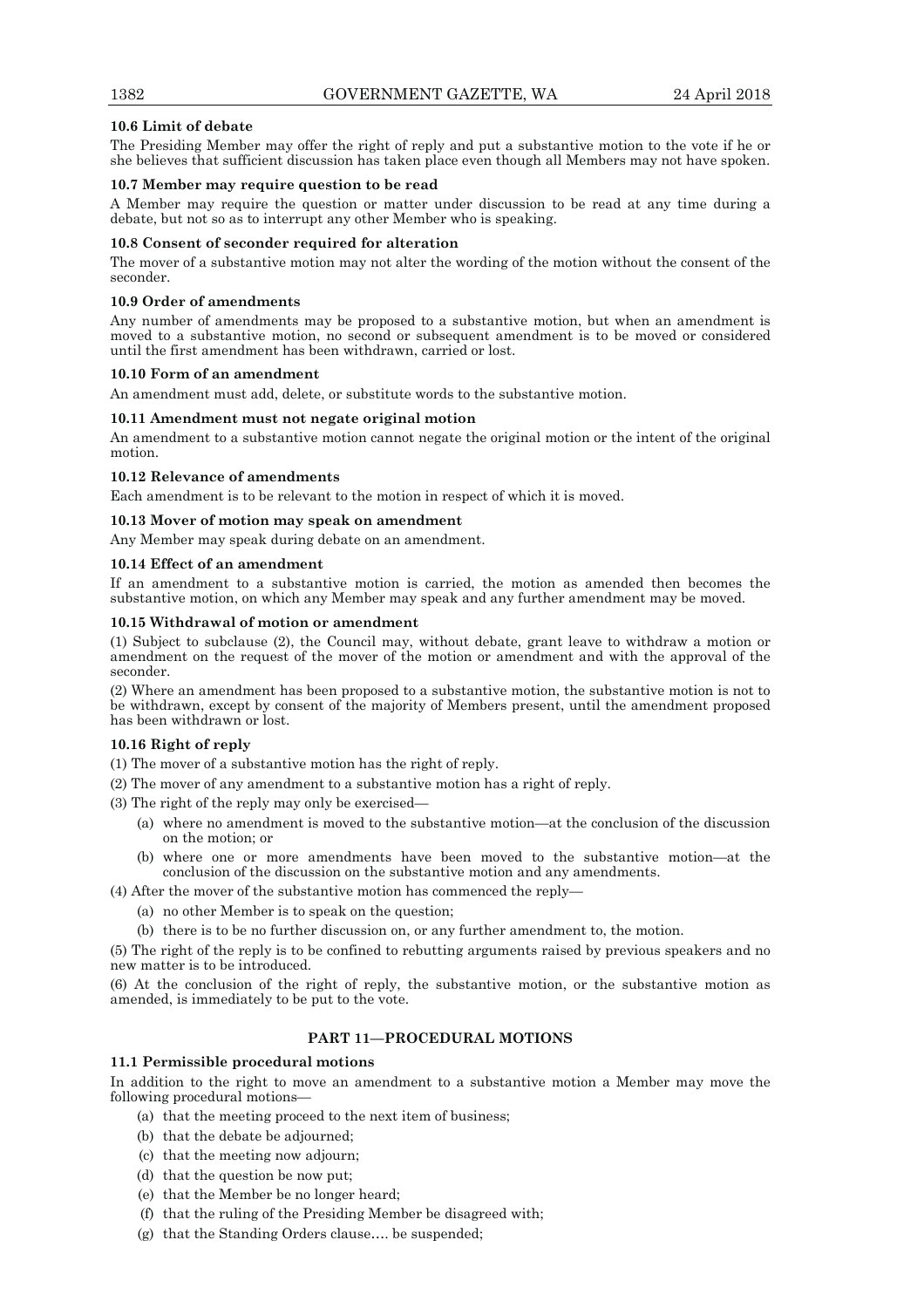#### 10.6 Limit of debate

The Presiding Member may offer the right of reply and put a substantive motion to the vote if he or she believes that sufficient discussion has taken place even though all Members may not have spoken.

#### 10.7 Member may require question to be read

A Member may require the question or matter under discussion to be read at any time during a debate, but not so as to interrupt any other Member who is speaking.

#### 10.8 Consent of seconder required for alteration

The mover of a substantive motion may not alter the wording of the motion without the consent of the seconder.

#### 10.9 Order of amendments

Any number of amendments may be proposed to a substantive motion, but when an amendment is moved to a substantive motion, no second or subsequent amendment is to be moved or considered until the first amendment has been withdrawn, carried or lost.

#### 10.10 Form of an amendment

An amendment must add, delete, or substitute words to the substantive motion.

#### 10.11 Amendment must not negate original motion

An amendment to a substantive motion cannot negate the original motion or the intent of the original motion.

#### 10.12 Relevance of amendments

Each amendment is to be relevant to the motion in respect of which it is moved.

#### 10.13 Mover of motion may speak on amendment

Any Member may speak during debate on an amendment.

#### 10.14 Effect of an amendment

If an amendment to a substantive motion is carried, the motion as amended then becomes the substantive motion, on which any Member may speak and any further amendment may be moved.

#### 10.15 Withdrawal of motion or amendment

(1) Subject to subclause (2), the Council may, without debate, grant leave to withdraw a motion or amendment on the request of the mover of the motion or amendment and with the approval of the seconder.

(2) Where an amendment has been proposed to a substantive motion, the substantive motion is not to be withdrawn, except by consent of the majority of Members present, until the amendment proposed has been withdrawn or lost.

#### 10.16 Right of reply

(1) The mover of a substantive motion has the right of reply.

(2) The mover of any amendment to a substantive motion has a right of reply.

(3) The right of the reply may only be exercised—

- (a) where no amendment is moved to the substantive motion—at the conclusion of the discussion on the motion; or
- (b) where one or more amendments have been moved to the substantive motion—at the conclusion of the discussion on the substantive motion and any amendments.

(4) After the mover of the substantive motion has commenced the reply—

- (a) no other Member is to speak on the question;
- (b) there is to be no further discussion on, or any further amendment to, the motion.

(5) The right of the reply is to be confined to rebutting arguments raised by previous speakers and no new matter is to be introduced.

(6) At the conclusion of the right of reply, the substantive motion, or the substantive motion as amended, is immediately to be put to the vote.

## PART 11—PROCEDURAL MOTIONS

#### 11.1 Permissible procedural motions

In addition to the right to move an amendment to a substantive motion a Member may move the following procedural motions—

- (a) that the meeting proceed to the next item of business;
- (b) that the debate be adjourned;
- (c) that the meeting now adjourn;
- (d) that the question be now put;
- (e) that the Member be no longer heard;
- (f) that the ruling of the Presiding Member be disagreed with;
- (g) that the Standing Orders clause…. be suspended;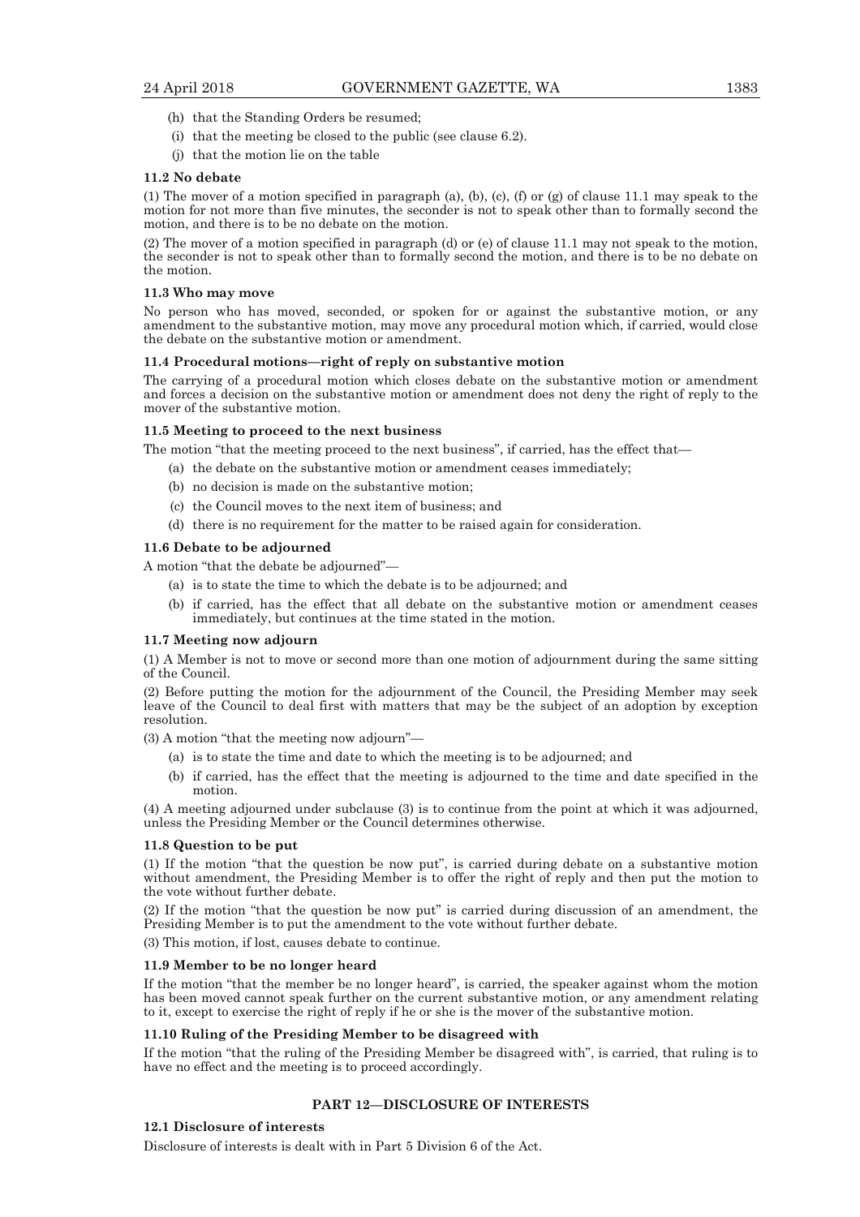(h) that the Standing Orders be resumed;

(i) that the meeting be closed to the public (see clause 6.2).

(j) that the motion lie on the table

**11.2 No debate**

(1) The mover of a motion specified in paragraph (a), (b), (c), (f) or (g) of clause 11.1 may speak to the motion for not more than five minutes, the seconder is not to speak other than to formally second the motion, and there is to be no debate on the motion.

(2) The mover of a motion specified in paragraph (d) or (e) of clause 11.1 may not speak to the motion, the seconder is not to speak other than to formally second the motion, and there is to be no debate on the motion.

**11.3 Who may move**

No person who has moved, seconded, or spoken for or against the substantive motion, or any amendment to the substantive motion, may move any procedural motion which, if carried, would close the debate on the substantive motion or amendment.

**11.4 Procedural motions—right of reply on substantive motion**

The carrying of a procedural motion which closes debate on the substantive motion or amendment and forces a decision on the substantive motion or amendment does not deny the right of reply to the mover of the substantive motion.

**11.5 Meeting to proceed to the next business**

The motion "that the meeting proceed to the next business", if carried, has the effect that—

(a) the debate on the substantive motion or amendment ceases immediately;

(b) no decision is made on the substantive motion;

(c) the Council moves to the next item of business; and

(d) there is no requirement for the matter to be raised again for consideration.

**11.6 Debate to be adjourned**

A motion "that the debate be adjourned"—

(a) is to state the time to which the debate is to be adjourned; and

(b) if carried, has the effect that all debate on the substantive motion or amendment ceases immediately, but continues at the time stated in the motion.

**11.7 Meeting now adjourn**

(1) A Member is not to move or second more than one motion of adjournment during the same sitting of the Council.

(2) Before putting the motion for the adjournment of the Council, the Presiding Member may seek leave of the Council to deal first with matters that may be the subject of an adoption by exception resolution.

(3) A motion "that the meeting now adjourn"—

(a) is to state the time and date to which the meeting is to be adjourned; and

(b) if carried, has the effect that the meeting is adjourned to the time and date specified in the motion.

(4) A meeting adjourned under subclause (3) is to continue from the point at which it was adjourned, unless the Presiding Member or the Council determines otherwise.

**11.8 Question to be put**

(1) If the motion "that the question be now put", is carried during debate on a substantive motion without amendment, the Presiding Member is to offer the right of reply and then put the motion to the vote without further debate.

(2) If the motion "that the question be now put" is carried during discussion of an amendment, the Presiding Member is to put the amendment to the vote without further debate.

(3) This motion, if lost, causes debate to continue.

**11.9 Member to be no longer heard**

If the motion "that the member be no longer heard", is carried, the speaker against whom the motion has been moved cannot speak further on the current substantive motion, or any amendment relating to it, except to exercise the right of reply if he or she is the mover of the substantive motion.

**11.10 Ruling of the Presiding Member to be disagreed with**

If the motion "that the ruling of the Presiding Member be disagreed with", is carried, that ruling is to have no effect and the meeting is to proceed accordingly.

## PART 12—DISCLOSURE OF INTERESTS

**12.1 Disclosure of interests**

Disclosure of interests is dealt with in Part 5 Division 6 of the Act.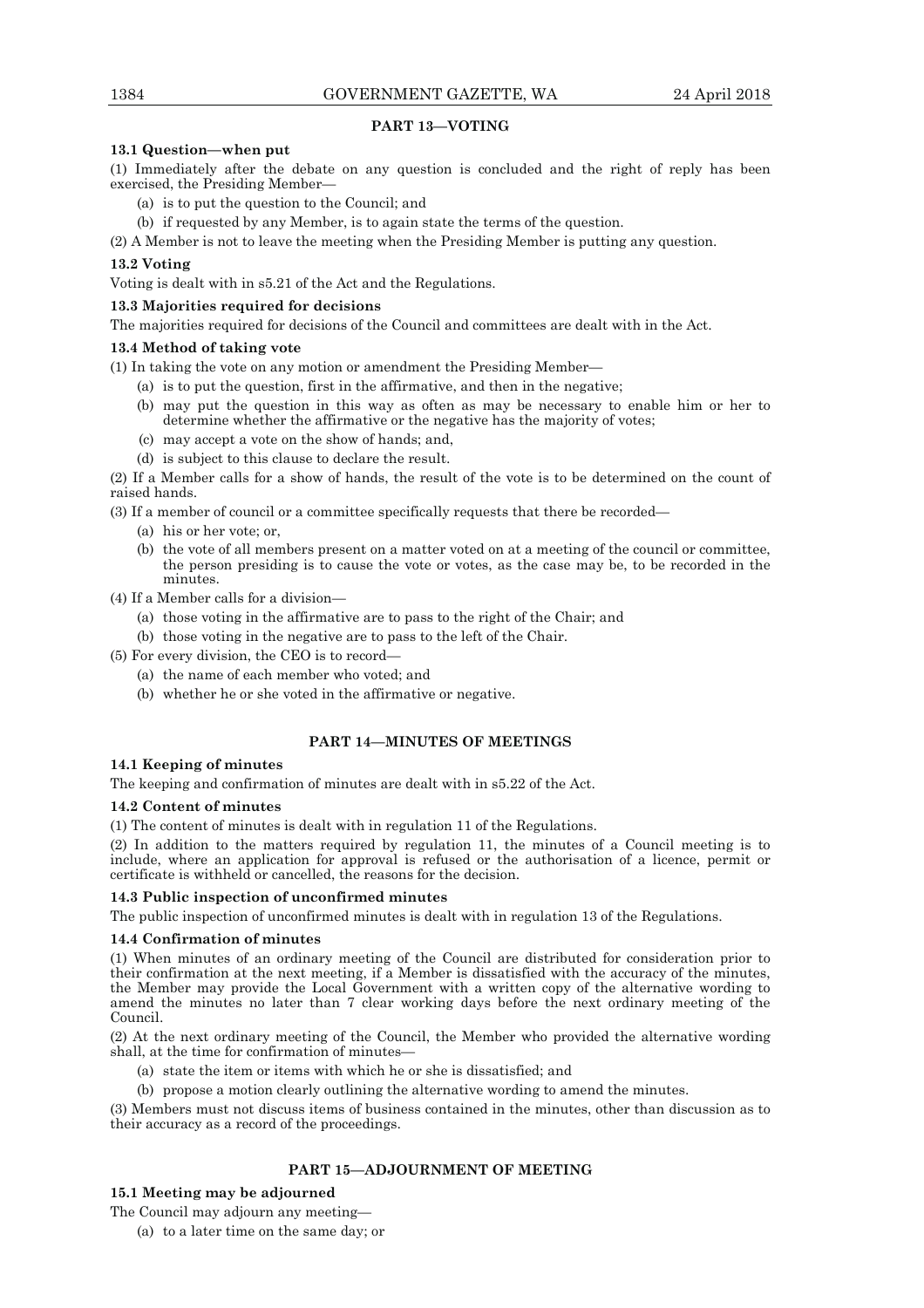## PART 13—VOTING

### 13.1 Question—when put

(1) Immediately after the debate on any question is concluded and the right of reply has been exercised, the Presiding Member—

(a) is to put the question to the Council; and

(b) if requested by any Member, is to again state the terms of the question.

(2) A Member is not to leave the meeting when the Presiding Member is putting any question.

### 13.2 Voting

Voting is dealt with in s5.21 of the Act and the Regulations.

### 13.3 Majorities required for decisions

The majorities required for decisions of the Council and committees are dealt with in the Act.

### 13.4 Method of taking vote

(1) In taking the vote on any motion or amendment the Presiding Member—

(a) is to put the question, first in the affirmative, and then in the negative;

(b) may put the question in this way as often as may be necessary to enable him or her to determine whether the affirmative or the negative has the majority of votes;

(c) may accept a vote on the show of hands; and,

(d) is subject to this clause to declare the result.

(2) If a Member calls for a show of hands, the result of the vote is to be determined on the count of raised hands.

(3) If a member of council or a committee specifically requests that there be recorded—

(a) his or her vote; or,

(b) the vote of all members present on a matter voted on at a meeting of the council or committee, the person presiding is to cause the vote or votes, as the case may be, to be recorded in the minutes.

(4) If a Member calls for a division—

(a) those voting in the affirmative are to pass to the right of the Chair; and

(b) those voting in the negative are to pass to the left of the Chair.

(5) For every division, the CEO is to record—

(a) the name of each member who voted; and

(b) whether he or she voted in the affirmative or negative.

## PART 14—MINUTES OF MEETINGS

### 14.1 Keeping of minutes

The keeping and confirmation of minutes are dealt with in s5.22 of the Act.

### 14.2 Content of minutes

(1) The content of minutes is dealt with in regulation 11 of the Regulations.

(2) In addition to the matters required by regulation 11, the minutes of a Council meeting is to include, where an application for approval is refused or the authorisation of a licence, permit or certificate is withheld or cancelled, the reasons for the decision.

### 14.3 Public inspection of unconfirmed minutes

The public inspection of unconfirmed minutes is dealt with in regulation 13 of the Regulations.

### 14.4 Confirmation of minutes

(1) When minutes of an ordinary meeting of the Council are distributed for consideration prior to their confirmation at the next meeting, if a Member is dissatisfied with the accuracy of the minutes, the Member may provide the Local Government with a written copy of the alternative wording to amend the minutes no later than 7 clear working days before the next ordinary meeting of the Council.

(2) At the next ordinary meeting of the Council, the Member who provided the alternative wording shall, at the time for confirmation of minutes—

(a) state the item or items with which he or she is dissatisfied; and

(b) propose a motion clearly outlining the alternative wording to amend the minutes.

(3) Members must not discuss items of business contained in the minutes, other than discussion as to their accuracy as a record of the proceedings.

## PART 15—ADJOURNMENT OF MEETING

### 15.1 Meeting may be adjourned

The Council may adjourn any meeting—

(a) to a later time on the same day; or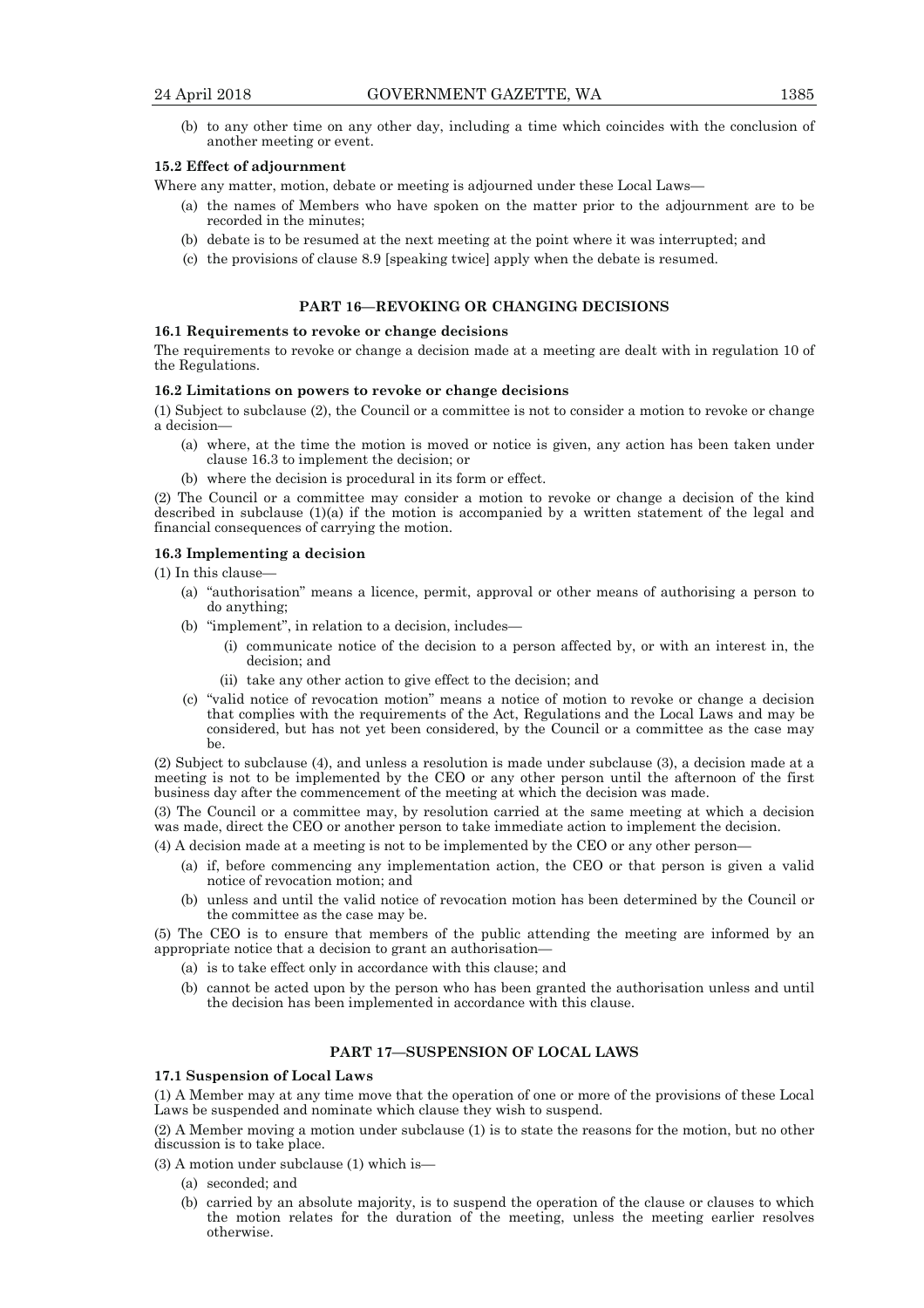(b) to any other time on any other day, including a time which coincides with the conclusion of another meeting or event.

**15.2 Effect of adjournment**

Where any matter, motion, debate or meeting is adjourned under these Local Laws—

(a) the names of Members who have spoken on the matter prior to the adjournment are to be recorded in the minutes;

(b) debate is to be resumed at the next meeting at the point where it was interrupted; and

(c) the provisions of clause 8.9 [speaking twice] apply when the debate is resumed.

## PART 16—REVOKING OR CHANGING DECISIONS

**16.1 Requirements to revoke or change decisions**

The requirements to revoke or change a decision made at a meeting are dealt with in regulation 10 of the Regulations.

**16.2 Limitations on powers to revoke or change decisions**

(1) Subject to subclause (2), the Council or a committee is not to consider a motion to revoke or change a decision—

(a) where, at the time the motion is moved or notice is given, any action has been taken under clause 16.3 to implement the decision; or

(b) where the decision is procedural in its form or effect.

(2) The Council or a committee may consider a motion to revoke or change a decision of the kind described in subclause (1)(a) if the motion is accompanied by a written statement of the legal and financial consequences of carrying the motion.

**16.3 Implementing a decision**

(1) In this clause—

(a) "authorisation" means a licence, permit, approval or other means of authorising a person to do anything;

(b) "implement", in relation to a decision, includes—

(i) communicate notice of the decision to a person affected by, or with an interest in, the decision; and

(ii) take any other action to give effect to the decision; and

(c) "valid notice of revocation motion" means a notice of motion to revoke or change a decision that complies with the requirements of the Act, Regulations and the Local Laws and may be considered, but has not yet been considered, by the Council or a committee as the case may be.

(2) Subject to subclause (4), and unless a resolution is made under subclause (3), a decision made at a meeting is not to be implemented by the CEO or any other person until the afternoon of the first business day after the commencement of the meeting at which the decision was made.

(3) The Council or a committee may, by resolution carried at the same meeting at which a decision was made, direct the CEO or another person to take immediate action to implement the decision.

(4) A decision made at a meeting is not to be implemented by the CEO or any other person—

(a) if, before commencing any implementation action, the CEO or that person is given a valid notice of revocation motion; and

(b) unless and until the valid notice of revocation motion has been determined by the Council or the committee as the case may be.

(5) The CEO is to ensure that members of the public attending the meeting are informed by an appropriate notice that a decision to grant an authorisation—

(a) is to take effect only in accordance with this clause; and

(b) cannot be acted upon by the person who has been granted the authorisation unless and until the decision has been implemented in accordance with this clause.

## PART 17—SUSPENSION OF LOCAL LAWS

**17.1 Suspension of Local Laws**

(1) A Member may at any time move that the operation of one or more of the provisions of these Local Laws be suspended and nominate which clause they wish to suspend.

(2) A Member moving a motion under subclause (1) is to state the reasons for the motion, but no other discussion is to take place.

(3) A motion under subclause (1) which is—

(a) seconded; and

(b) carried by an absolute majority, is to suspend the operation of the clause or clauses to which the motion relates for the duration of the meeting, unless the meeting earlier resolves otherwise.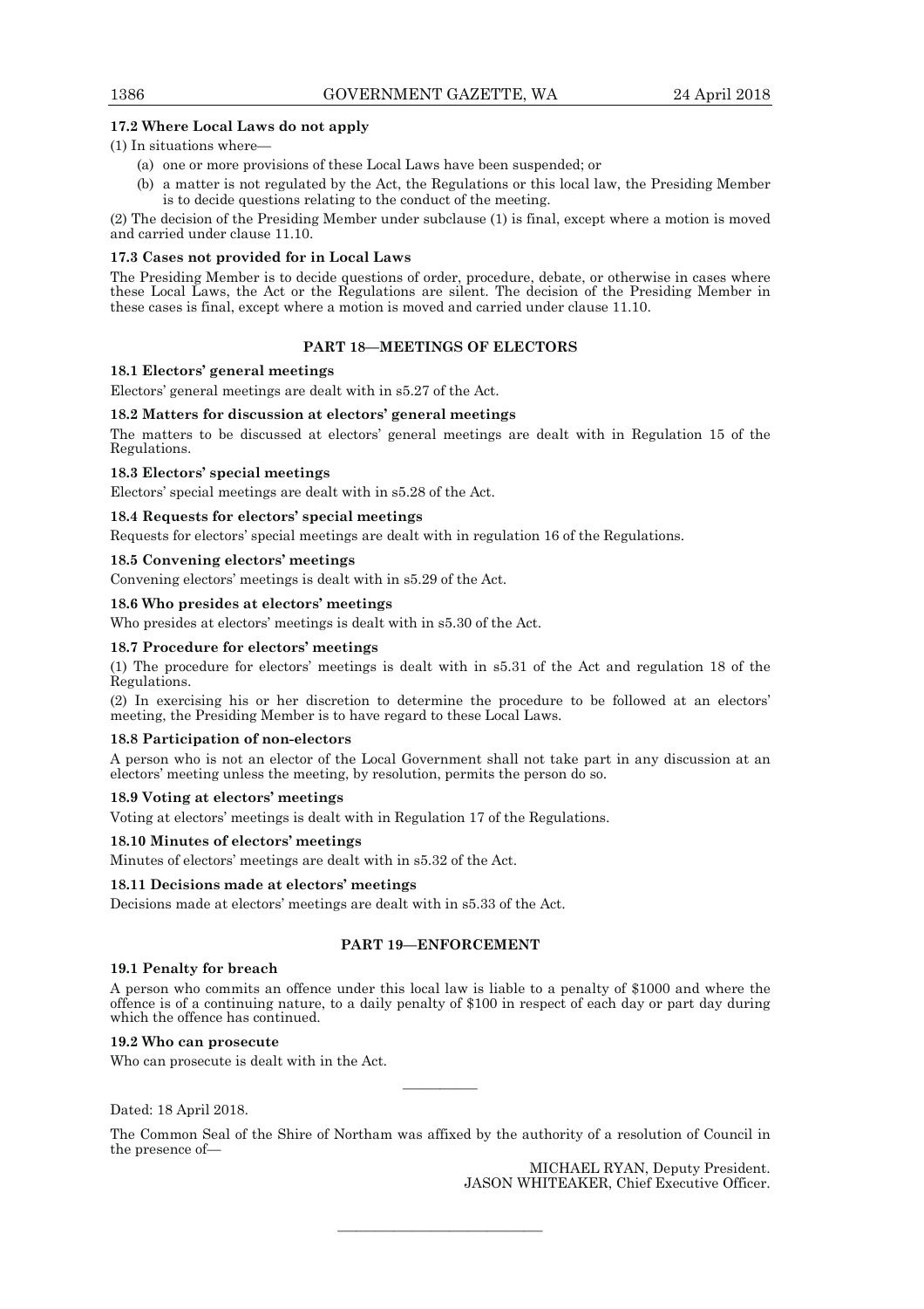**17.2 Where Local Laws do not apply**

(1) In situations where—

- (a) one or more provisions of these Local Laws have been suspended; or
- (b) a matter is not regulated by the Act, the Regulations or this local law, the Presiding Member is to decide questions relating to the conduct of the meeting.

(2) The decision of the Presiding Member under subclause (1) is final, except where a motion is moved and carried under clause 11.10.

**17.3 Cases not provided for in Local Laws**

The Presiding Member is to decide questions of order, procedure, debate, or otherwise in cases where these Local Laws, the Act or the Regulations are silent. The decision of the Presiding Member in these cases is final, except where a motion is moved and carried under clause 11.10.

## PART 18—MEETINGS OF ELECTORS

**18.1 Electors' general meetings**

Electors' general meetings are dealt with in s5.27 of the Act.

**18.2 Matters for discussion at electors' general meetings**

The matters to be discussed at electors' general meetings are dealt with in Regulation 15 of the Regulations.

**18.3 Electors' special meetings**

Electors' special meetings are dealt with in s5.28 of the Act.

**18.4 Requests for electors' special meetings**

Requests for electors' special meetings are dealt with in regulation 16 of the Regulations.

**18.5 Convening electors' meetings**

Convening electors' meetings is dealt with in s5.29 of the Act.

**18.6 Who presides at electors' meetings**

Who presides at electors' meetings is dealt with in s5.30 of the Act.

**18.7 Procedure for electors' meetings**

(1) The procedure for electors' meetings is dealt with in s5.31 of the Act and regulation 18 of the Regulations.

(2) In exercising his or her discretion to determine the procedure to be followed at an electors' meeting, the Presiding Member is to have regard to these Local Laws.

**18.8 Participation of non-electors**

A person who is not an elector of the Local Government shall not take part in any discussion at an electors' meeting unless the meeting, by resolution, permits the person do so.

**18.9 Voting at electors' meetings**

Voting at electors' meetings is dealt with in Regulation 17 of the Regulations.

**18.10 Minutes of electors' meetings**

Minutes of electors' meetings are dealt with in s5.32 of the Act.

**18.11 Decisions made at electors' meetings**

Decisions made at electors' meetings are dealt with in s5.33 of the Act.

## PART 19—ENFORCEMENT

**19.1 Penalty for breach**

A person who commits an offence under this local law is liable to a penalty of $1000 and where the offence is of a continuing nature, to a daily penalty of $100 in respect of each day or part day during which the offence has continued.

**19.2 Who can prosecute**

Who can prosecute is dealt with in the Act.

---

Dated: 18 April 2018.

The Common Seal of the Shire of Northam was affixed by the authority of a resolution of Council in the presence of—

MICHAEL RYAN, Deputy President.
JASON WHITEAKER, Chief Executive Officer.

---